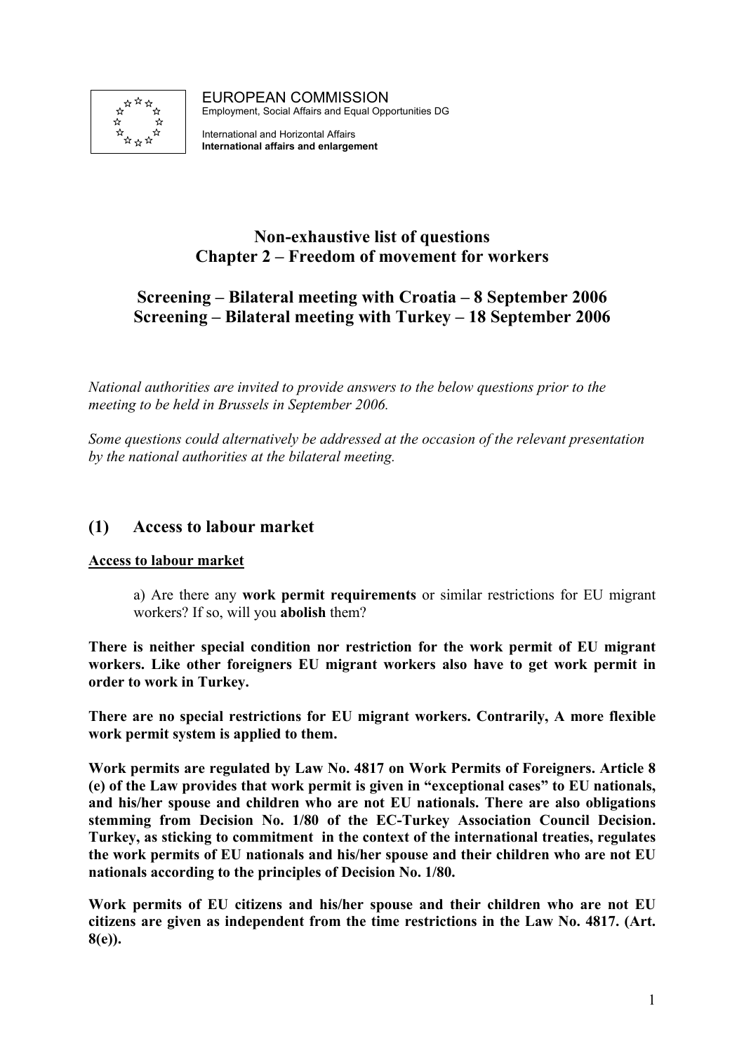EUROPEAN COMMISSION
Employment, Social Affairs and Equal Opportunities DG

International and Horizontal Affairs
**International affairs and enlargement**

# Non-exhaustive list of questions
# Chapter 2 – Freedom of movement for workers

## Screening – Bilateral meeting with Croatia – 8 September 2006
## Screening – Bilateral meeting with Turkey – 18 September 2006

*National authorities are invited to provide answers to the below questions prior to the meeting to be held in Brussels in September 2006.*

*Some questions could alternatively be addressed at the occasion of the relevant presentation by the national authorities at the bilateral meeting.*

## (1) Access to labour market

**Access to labour market**

a) Are there any **work permit requirements** or similar restrictions for EU migrant workers? If so, will you **abolish** them?

**There is neither special condition nor restriction for the work permit of EU migrant workers. Like other foreigners EU migrant workers also have to get work permit in order to work in Turkey.**

**There are no special restrictions for EU migrant workers. Contrarily, A more flexible work permit system is applied to them.**

**Work permits are regulated by Law No. 4817 on Work Permits of Foreigners. Article 8 (e) of the Law provides that work permit is given in "exceptional cases" to EU nationals, and his/her spouse and children who are not EU nationals. There are also obligations stemming from Decision No. 1/80 of the EC-Turkey Association Council Decision. Turkey, as sticking to commitment in the context of the international treaties, regulates the work permits of EU nationals and his/her spouse and their children who are not EU nationals according to the principles of Decision No. 1/80.**

**Work permits of EU citizens and his/her spouse and their children who are not EU citizens are given as independent from the time restrictions in the Law No. 4817. (Art. 8(e)).**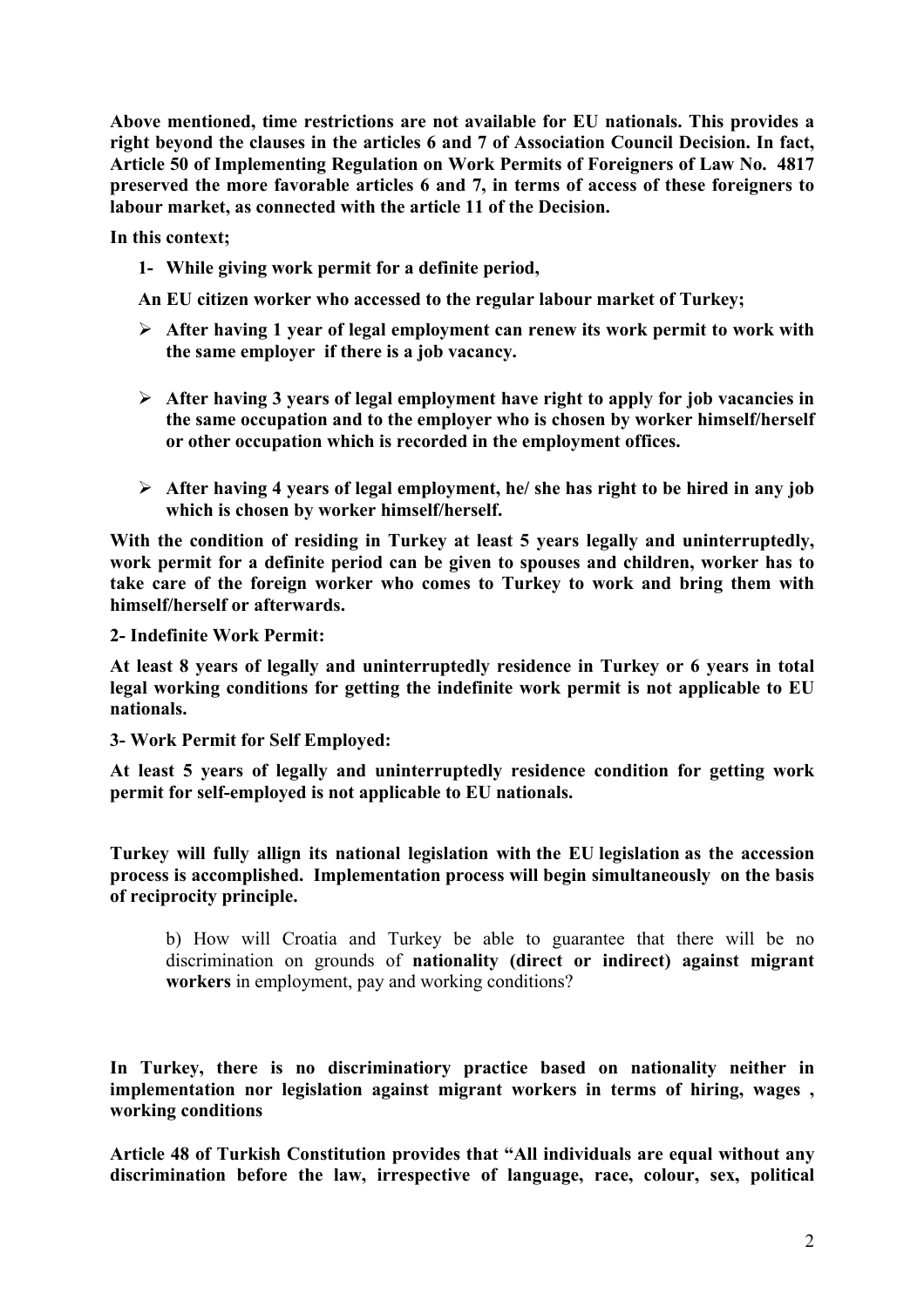**Above mentioned, time restrictions are not available for EU nationals. This provides a right beyond the clauses in the articles 6 and 7 of Association Council Decision. In fact, Article 50 of Implementing Regulation on Work Permits of Foreigners of Law No. 4817 preserved the more favorable articles 6 and 7, in terms of access of these foreigners to labour market, as connected with the article 11 of the Decision.**

**In this context;**

**1- While giving work permit for a definite period,**

**An EU citizen worker who accessed to the regular labour market of Turkey;**

- **After having 1 year of legal employment can renew its work permit to work with the same employer if there is a job vacancy.**
- **After having 3 years of legal employment have right to apply for job vacancies in the same occupation and to the employer who is chosen by worker himself/herself or other occupation which is recorded in the employment offices.**
- **After having 4 years of legal employment, he/ she has right to be hired in any job which is chosen by worker himself/herself.**

**With the condition of residing in Turkey at least 5 years legally and uninterruptedly, work permit for a definite period can be given to spouses and children, worker has to take care of the foreign worker who comes to Turkey to work and bring them with himself/herself or afterwards.**

**2- Indefinite Work Permit:**

**At least 8 years of legally and uninterruptedly residence in Turkey or 6 years in total legal working conditions for getting the indefinite work permit is not applicable to EU nationals.**

**3- Work Permit for Self Employed:**

**At least 5 years of legally and uninterruptedly residence condition for getting work permit for self-employed is not applicable to EU nationals.**

**Turkey will fully allign its national legislation with the EU legislation as the accession process is accomplished. Implementation process will begin simultaneously on the basis of reciprocity principle.**

> b) How will Croatia and Turkey be able to guarantee that there will be no discrimination on grounds of **nationality (direct or indirect) against migrant workers** in employment, pay and working conditions?

**In Turkey, there is no discriminatiory practice based on nationality neither in implementation nor legislation against migrant workers in terms of hiring, wages , working conditions**

**Article 48 of Turkish Constitution provides that "All individuals are equal without any discrimination before the law, irrespective of language, race, colour, sex, political**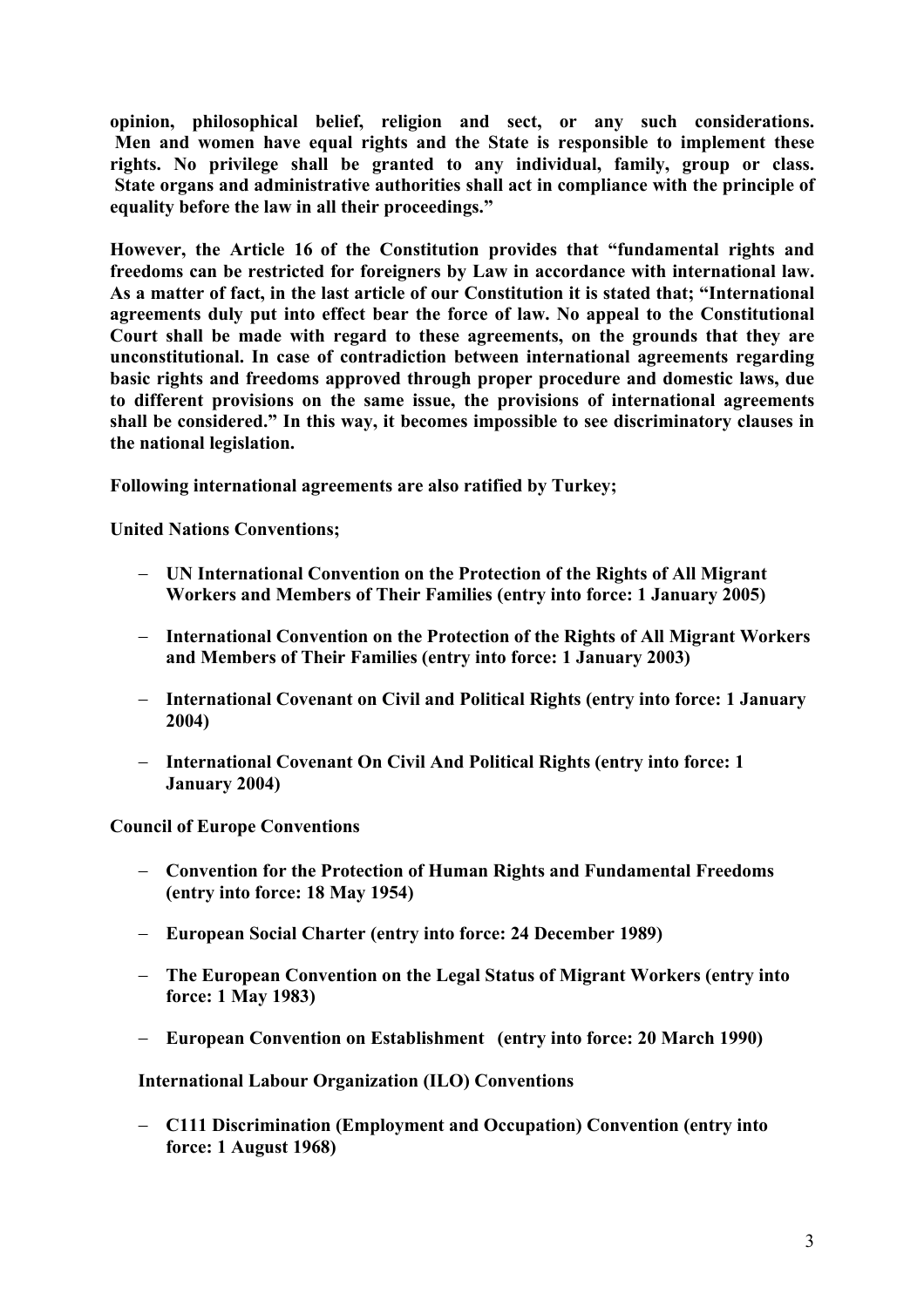**opinion, philosophical belief, religion and sect, or any such considerations. Men and women have equal rights and the State is responsible to implement these rights. No privilege shall be granted to any individual, family, group or class. State organs and administrative authorities shall act in compliance with the principle of equality before the law in all their proceedings."**

**However, the Article 16 of the Constitution provides that "fundamental rights and freedoms can be restricted for foreigners by Law in accordance with international law. As a matter of fact, in the last article of our Constitution it is stated that; "International agreements duly put into effect bear the force of law. No appeal to the Constitutional Court shall be made with regard to these agreements, on the grounds that they are unconstitutional. In case of contradiction between international agreements regarding basic rights and freedoms approved through proper procedure and domestic laws, due to different provisions on the same issue, the provisions of international agreements shall be considered." In this way, it becomes impossible to see discriminatory clauses in the national legislation.**

**Following international agreements are also ratified by Turkey;**

**United Nations Conventions;**

- **UN International Convention on the Protection of the Rights of All Migrant Workers and Members of Their Families (entry into force: 1 January 2005)**
- **International Convention on the Protection of the Rights of All Migrant Workers and Members of Their Families (entry into force: 1 January 2003)**
- **International Covenant on Civil and Political Rights (entry into force: 1 January 2004)**
- **International Covenant On Civil And Political Rights (entry into force: 1 January 2004)**

**Council of Europe Conventions**

- **Convention for the Protection of Human Rights and Fundamental Freedoms (entry into force: 18 May 1954)**
- **European Social Charter (entry into force: 24 December 1989)**
- **The European Convention on the Legal Status of Migrant Workers (entry into force: 1 May 1983)**
- **European Convention on Establishment (entry into force: 20 March 1990)**

**International Labour Organization (ILO) Conventions**

- **C111 Discrimination (Employment and Occupation) Convention (entry into force: 1 August 1968)**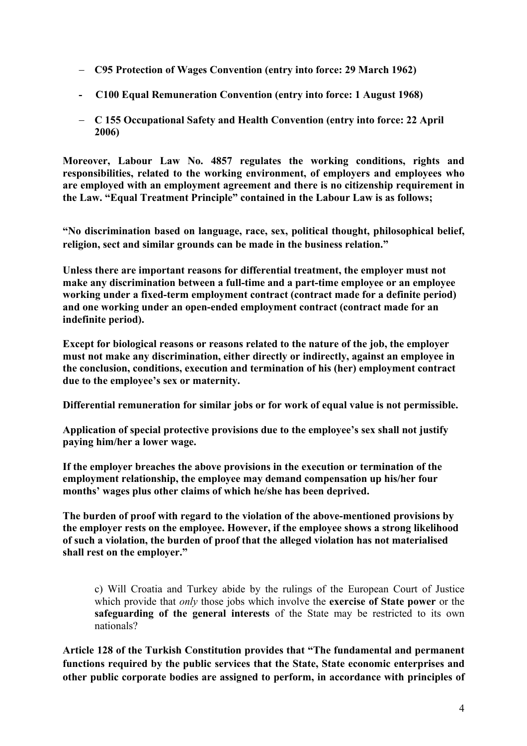- **C95 Protection of Wages Convention (entry into force: 29 March 1962)**
- **C100 Equal Remuneration Convention (entry into force: 1 August 1968)**
- **C 155 Occupational Safety and Health Convention (entry into force: 22 April 2006)**

**Moreover, Labour Law No. 4857 regulates the working conditions, rights and responsibilities, related to the working environment, of employers and employees who are employed with an employment agreement and there is no citizenship requirement in the Law. "Equal Treatment Principle" contained in the Labour Law is as follows;**

**"No discrimination based on language, race, sex, political thought, philosophical belief, religion, sect and similar grounds can be made in the business relation."**

**Unless there are important reasons for differential treatment, the employer must not make any discrimination between a full-time and a part-time employee or an employee working under a fixed-term employment contract (contract made for a definite period) and one working under an open-ended employment contract (contract made for an indefinite period).**

**Except for biological reasons or reasons related to the nature of the job, the employer must not make any discrimination, either directly or indirectly, against an employee in the conclusion, conditions, execution and termination of his (her) employment contract due to the employee's sex or maternity.**

**Differential remuneration for similar jobs or for work of equal value is not permissible.**

**Application of special protective provisions due to the employee's sex shall not justify paying him/her a lower wage.**

**If the employer breaches the above provisions in the execution or termination of the employment relationship, the employee may demand compensation up his/her four months' wages plus other claims of which he/she has been deprived.**

**The burden of proof with regard to the violation of the above-mentioned provisions by the employer rests on the employee. However, if the employee shows a strong likelihood of such a violation, the burden of proof that the alleged violation has not materialised shall rest on the employer."**

c) Will Croatia and Turkey abide by the rulings of the European Court of Justice which provide that *only* those jobs which involve the **exercise of State power** or the **safeguarding of the general interests** of the State may be restricted to its own nationals?

**Article 128 of the Turkish Constitution provides that "The fundamental and permanent functions required by the public services that the State, State economic enterprises and other public corporate bodies are assigned to perform, in accordance with principles of**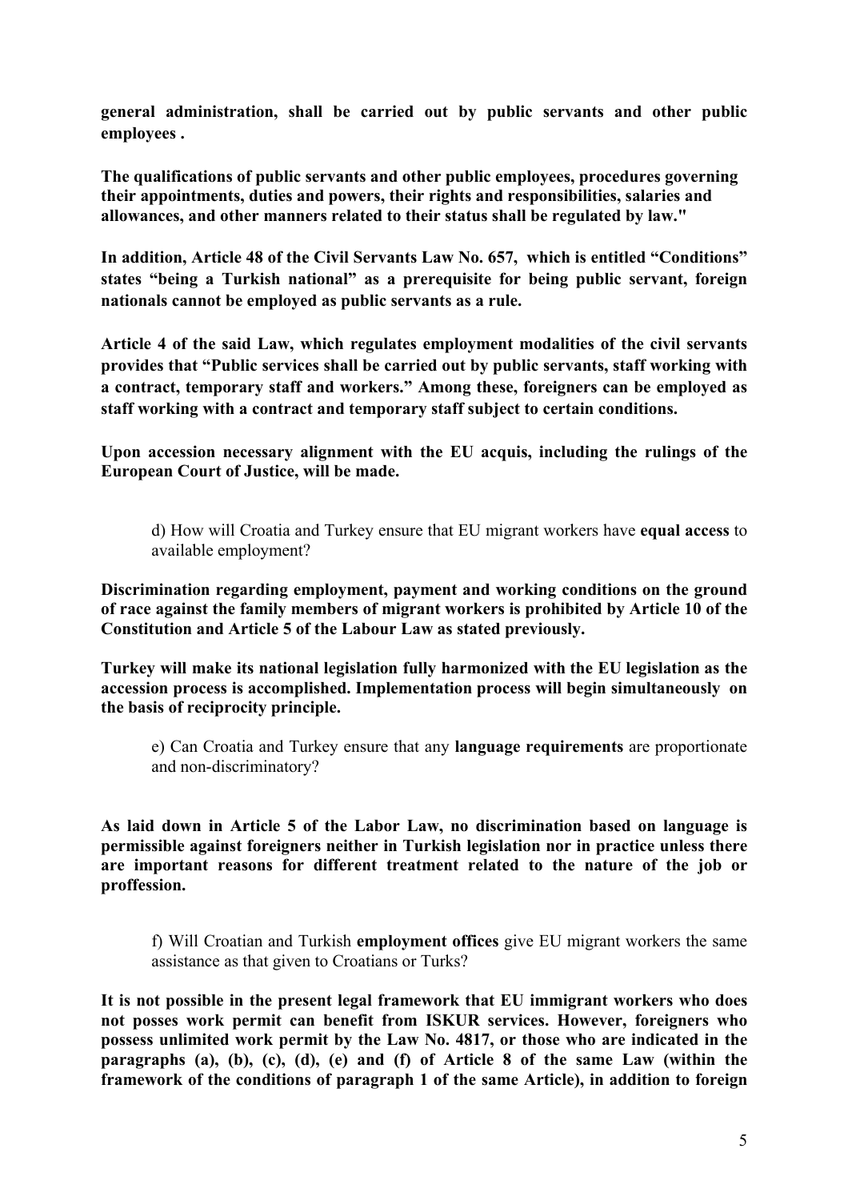**general administration, shall be carried out by public servants and other public employees .**

**The qualifications of public servants and other public employees, procedures governing their appointments, duties and powers, their rights and responsibilities, salaries and allowances, and other manners related to their status shall be regulated by law."**

**In addition, Article 48 of the Civil Servants Law No. 657, which is entitled "Conditions" states "being a Turkish national" as a prerequisite for being public servant, foreign nationals cannot be employed as public servants as a rule.**

**Article 4 of the said Law, which regulates employment modalities of the civil servants provides that "Public services shall be carried out by public servants, staff working with a contract, temporary staff and workers." Among these, foreigners can be employed as staff working with a contract and temporary staff subject to certain conditions.**

**Upon accession necessary alignment with the EU acquis, including the rulings of the European Court of Justice, will be made.**

> d) How will Croatia and Turkey ensure that EU migrant workers have **equal access** to available employment?

**Discrimination regarding employment, payment and working conditions on the ground of race against the family members of migrant workers is prohibited by Article 10 of the Constitution and Article 5 of the Labour Law as stated previously.**

**Turkey will make its national legislation fully harmonized with the EU legislation as the accession process is accomplished. Implementation process will begin simultaneously on the basis of reciprocity principle.**

> e) Can Croatia and Turkey ensure that any **language requirements** are proportionate and non-discriminatory?

**As laid down in Article 5 of the Labor Law, no discrimination based on language is permissible against foreigners neither in Turkish legislation nor in practice unless there are important reasons for different treatment related to the nature of the job or proffession.**

> f) Will Croatian and Turkish **employment offices** give EU migrant workers the same assistance as that given to Croatians or Turks?

**It is not possible in the present legal framework that EU immigrant workers who does not posses work permit can benefit from ISKUR services. However, foreigners who possess unlimited work permit by the Law No. 4817, or those who are indicated in the paragraphs (a), (b), (c), (d), (e) and (f) of Article 8 of the same Law (within the framework of the conditions of paragraph 1 of the same Article), in addition to foreign**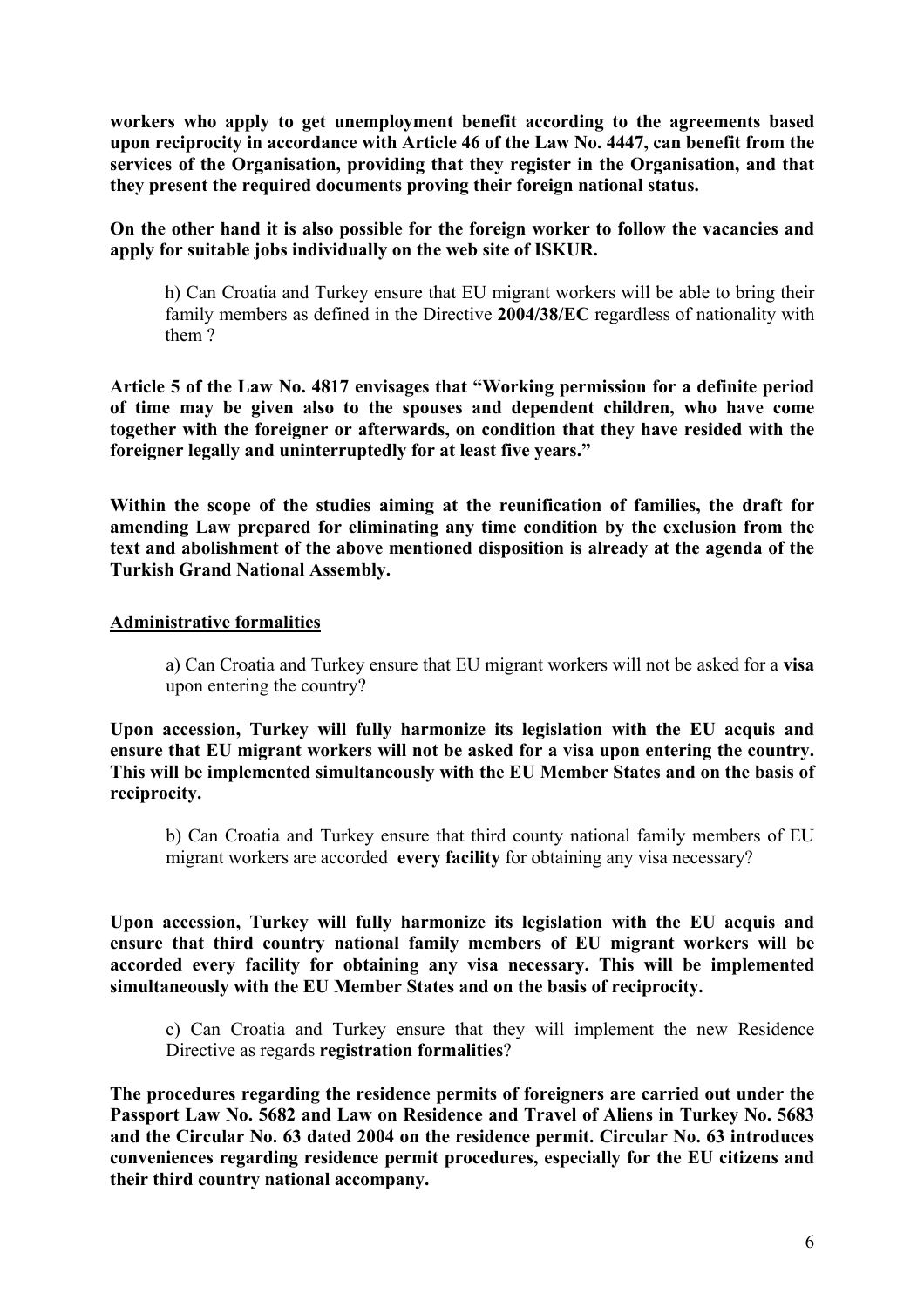**workers who apply to get unemployment benefit according to the agreements based upon reciprocity in accordance with Article 46 of the Law No. 4447, can benefit from the services of the Organisation, providing that they register in the Organisation, and that they present the required documents proving their foreign national status.**

**On the other hand it is also possible for the foreign worker to follow the vacancies and apply for suitable jobs individually on the web site of ISKUR.**

> h) Can Croatia and Turkey ensure that EU migrant workers will be able to bring their family members as defined in the Directive **2004/38/EC** regardless of nationality with them ?

**Article 5 of the Law No. 4817 envisages that "Working permission for a definite period of time may be given also to the spouses and dependent children, who have come together with the foreigner or afterwards, on condition that they have resided with the foreigner legally and uninterruptedly for at least five years."**

**Within the scope of the studies aiming at the reunification of families, the draft for amending Law prepared for eliminating any time condition by the exclusion from the text and abolishment of the above mentioned disposition is already at the agenda of the Turkish Grand National Assembly.**

**<u>Administrative formalities</u>**

> a) Can Croatia and Turkey ensure that EU migrant workers will not be asked for a **visa** upon entering the country?

**Upon accession, Turkey will fully harmonize its legislation with the EU acquis and ensure that EU migrant workers will not be asked for a visa upon entering the country. This will be implemented simultaneously with the EU Member States and on the basis of reciprocity.**

> b) Can Croatia and Turkey ensure that third county national family members of EU migrant workers are accorded **every facility** for obtaining any visa necessary?

**Upon accession, Turkey will fully harmonize its legislation with the EU acquis and ensure that third country national family members of EU migrant workers will be accorded every facility for obtaining any visa necessary. This will be implemented simultaneously with the EU Member States and on the basis of reciprocity.**

> c) Can Croatia and Turkey ensure that they will implement the new Residence Directive as regards **registration formalities**?

**The procedures regarding the residence permits of foreigners are carried out under the Passport Law No. 5682 and Law on Residence and Travel of Aliens in Turkey No. 5683 and the Circular No. 63 dated 2004 on the residence permit. Circular No. 63 introduces conveniences regarding residence permit procedures, especially for the EU citizens and their third country national accompany.**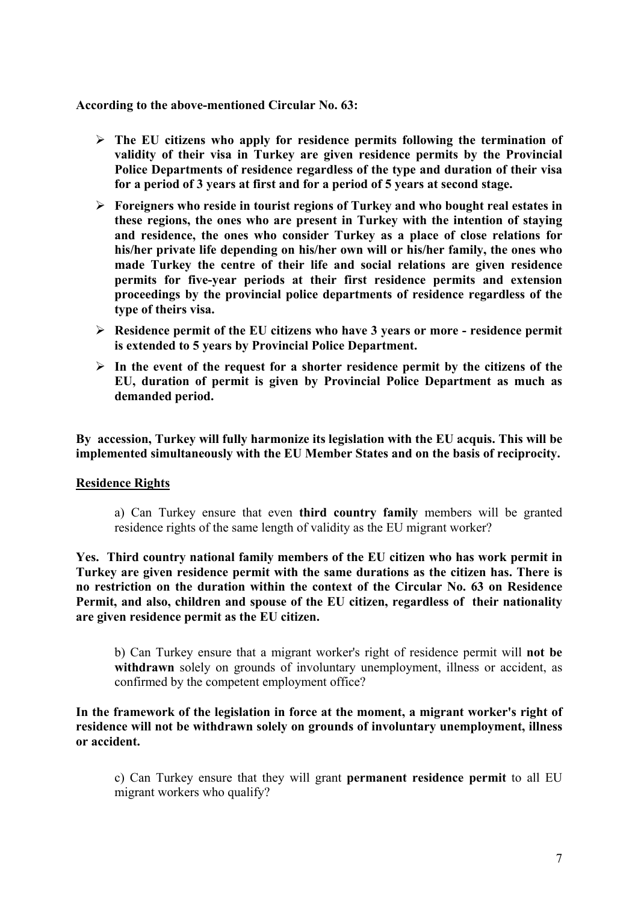**According to the above-mentioned Circular No. 63:**

- **The EU citizens who apply for residence permits following the termination of validity of their visa in Turkey are given residence permits by the Provincial Police Departments of residence regardless of the type and duration of their visa for a period of 3 years at first and for a period of 5 years at second stage.**
- **Foreigners who reside in tourist regions of Turkey and who bought real estates in these regions, the ones who are present in Turkey with the intention of staying and residence, the ones who consider Turkey as a place of close relations for his/her private life depending on his/her own will or his/her family, the ones who made Turkey the centre of their life and social relations are given residence permits for five-year periods at their first residence permits and extension proceedings by the provincial police departments of residence regardless of the type of theirs visa.**
- **Residence permit of the EU citizens who have 3 years or more - residence permit is extended to 5 years by Provincial Police Department.**
- **In the event of the request for a shorter residence permit by the citizens of the EU, duration of permit is given by Provincial Police Department as much as demanded period.**

**By accession, Turkey will fully harmonize its legislation with the EU acquis. This will be implemented simultaneously with the EU Member States and on the basis of reciprocity.**

**Residence Rights**

a) Can Turkey ensure that even **third country family** members will be granted residence rights of the same length of validity as the EU migrant worker?

**Yes. Third country national family members of the EU citizen who has work permit in Turkey are given residence permit with the same durations as the citizen has. There is no restriction on the duration within the context of the Circular No. 63 on Residence Permit, and also, children and spouse of the EU citizen, regardless of their nationality are given residence permit as the EU citizen.**

b) Can Turkey ensure that a migrant worker's right of residence permit will **not be withdrawn** solely on grounds of involuntary unemployment, illness or accident, as confirmed by the competent employment office?

**In the framework of the legislation in force at the moment, a migrant worker's right of residence will not be withdrawn solely on grounds of involuntary unemployment, illness or accident.**

c) Can Turkey ensure that they will grant **permanent residence permit** to all EU migrant workers who qualify?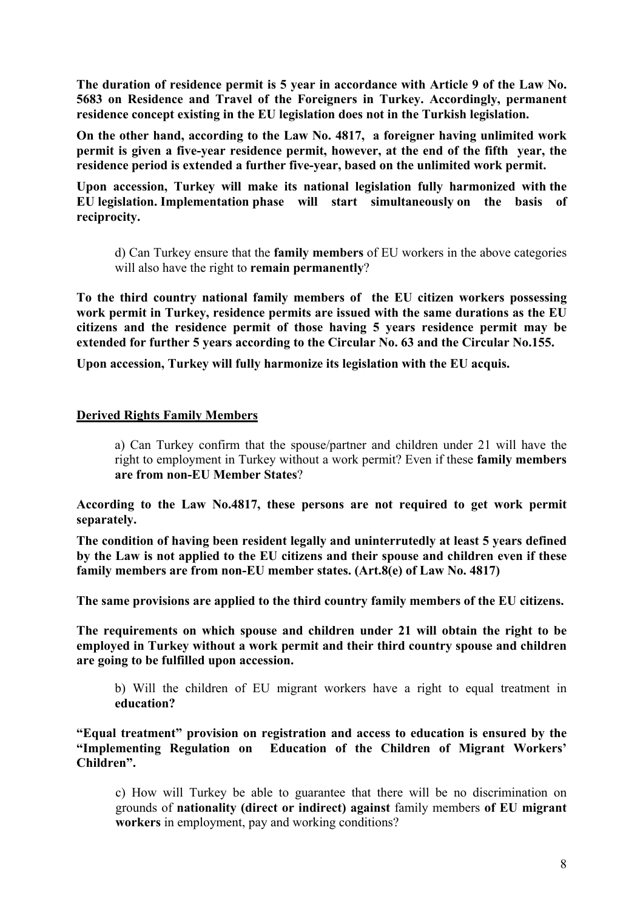**The duration of residence permit is 5 year in accordance with Article 9 of the Law No. 5683 on Residence and Travel of the Foreigners in Turkey. Accordingly, permanent residence concept existing in the EU legislation does not in the Turkish legislation.**

**On the other hand, according to the Law No. 4817, a foreigner having unlimited work permit is given a five-year residence permit, however, at the end of the fifth year, the residence period is extended a further five-year, based on the unlimited work permit.**

**Upon accession, Turkey will make its national legislation fully harmonized with the EU legislation. Implementation phase will start simultaneously on the basis of reciprocity.**

> d) Can Turkey ensure that the **family members** of EU workers in the above categories will also have the right to **remain permanently**?

**To the third country national family members of the EU citizen workers possessing work permit in Turkey, residence permits are issued with the same durations as the EU citizens and the residence permit of those having 5 years residence permit may be extended for further 5 years according to the Circular No. 63 and the Circular No.155.**

**Upon accession, Turkey will fully harmonize its legislation with the EU acquis.**

**<u>Derived Rights Family Members</u>**

> a) Can Turkey confirm that the spouse/partner and children under 21 will have the right to employment in Turkey without a work permit? Even if these **family members are from non-EU Member States**?

**According to the Law No.4817, these persons are not required to get work permit separately.**

**The condition of having been resident legally and uninterrutedly at least 5 years defined by the Law is not applied to the EU citizens and their spouse and children even if these family members are from non-EU member states. (Art.8(e) of Law No. 4817)**

**The same provisions are applied to the third country family members of the EU citizens.**

**The requirements on which spouse and children under 21 will obtain the right to be employed in Turkey without a work permit and their third country spouse and children are going to be fulfilled upon accession.**

> b) Will the children of EU migrant workers have a right to equal treatment in **education?**

**"Equal treatment" provision on registration and access to education is ensured by the "Implementing Regulation on Education of the Children of Migrant Workers' Children".**

> c) How will Turkey be able to guarantee that there will be no discrimination on grounds of **nationality (direct or indirect) against** family members **of EU migrant workers** in employment, pay and working conditions?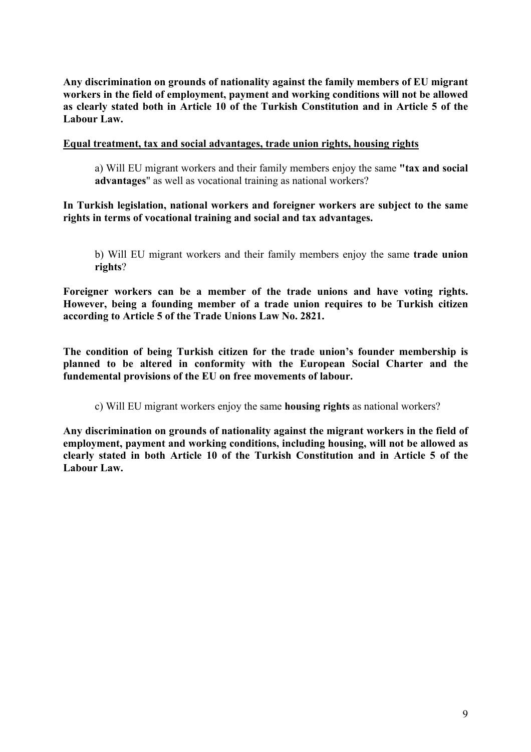**Any discrimination on grounds of nationality against the family members of EU migrant workers in the field of employment, payment and working conditions will not be allowed as clearly stated both in Article 10 of the Turkish Constitution and in Article 5 of the Labour Law.**

**Equal treatment, tax and social advantages, trade union rights, housing rights**

a) Will EU migrant workers and their family members enjoy the same **"tax and social advantages**" as well as vocational training as national workers?

**In Turkish legislation, national workers and foreigner workers are subject to the same rights in terms of vocational training and social and tax advantages.**

b) Will EU migrant workers and their family members enjoy the same **trade union rights**?

**Foreigner workers can be a member of the trade unions and have voting rights. However, being a founding member of a trade union requires to be Turkish citizen according to Article 5 of the Trade Unions Law No. 2821.**

**The condition of being Turkish citizen for the trade union's founder membership is planned to be altered in conformity with the European Social Charter and the fundemental provisions of the EU on free movements of labour.**

c) Will EU migrant workers enjoy the same **housing rights** as national workers?

**Any discrimination on grounds of nationality against the migrant workers in the field of employment, payment and working conditions, including housing, will not be allowed as clearly stated in both Article 10 of the Turkish Constitution and in Article 5 of the Labour Law.**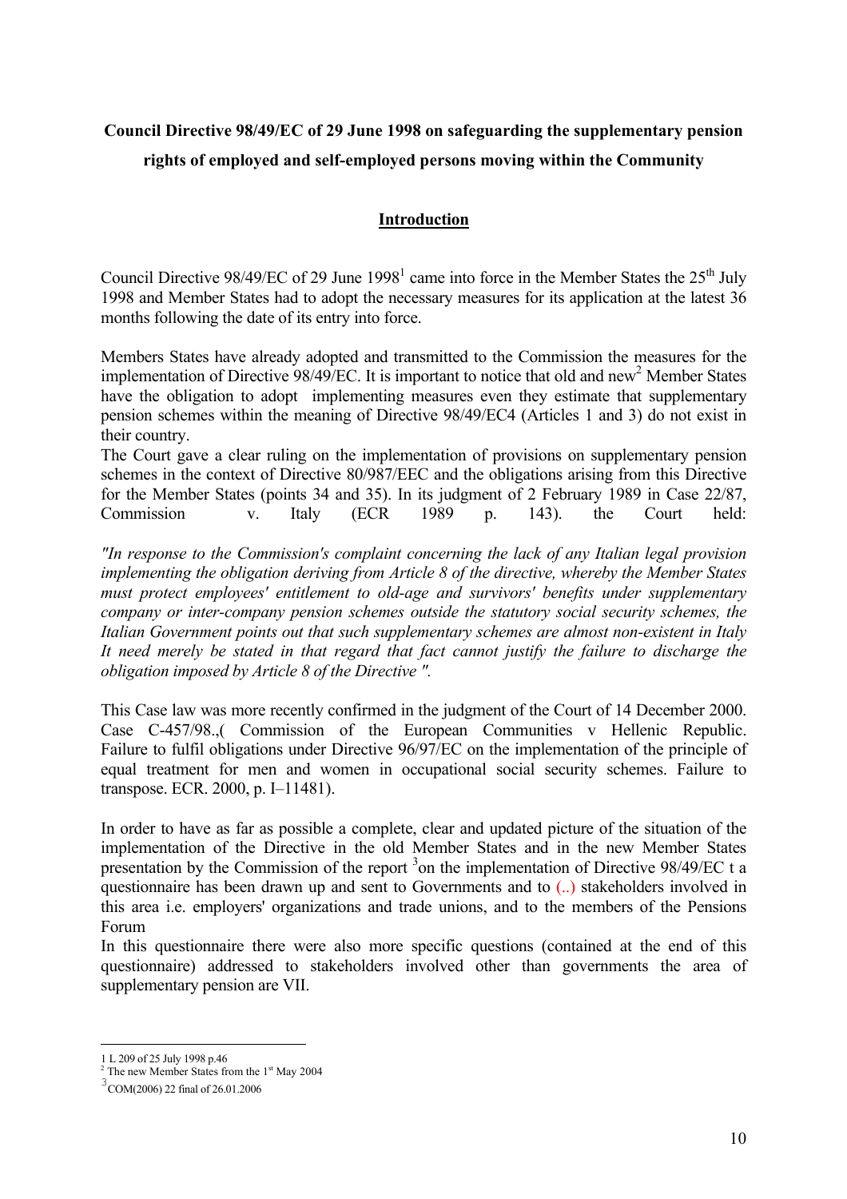**Council Directive 98/49/EC of 29 June 1998 on safeguarding the supplementary pension rights of employed and self-employed persons moving within the Community**

## Introduction

Council Directive 98/49/EC of 29 June 1998[1] came into force in the Member States the 25[th] July 1998 and Member States had to adopt the necessary measures for its application at the latest 36 months following the date of its entry into force.

Members States have already adopted and transmitted to the Commission the measures for the implementation of Directive 98/49/EC. It is important to notice that old and new[2] Member States have the obligation to adopt implementing measures even they estimate that supplementary pension schemes within the meaning of Directive 98/49/EC4 (Articles 1 and 3) do not exist in their country.
The Court gave a clear ruling on the implementation of provisions on supplementary pension schemes in the context of Directive 80/987/EEC and the obligations arising from this Directive for the Member States (points 34 and 35). In its judgment of 2 February 1989 in Case 22/87, Commission v. Italy (ECR 1989 p. 143). the Court held:

*"In response to the Commission's complaint concerning the lack of any Italian legal provision implementing the obligation deriving from Article 8 of the directive, whereby the Member States must protect employees' entitlement to old-age and survivors' benefits under supplementary company or inter-company pension schemes outside the statutory social security schemes, the Italian Government points out that such supplementary schemes are almost non-existent in Italy It need merely be stated in that regard that fact cannot justify the failure to discharge the obligation imposed by Article 8 of the Directive ".*

This Case law was more recently confirmed in the judgment of the Court of 14 December 2000. Case C-457/98.,( Commission of the European Communities v Hellenic Republic. Failure to fulfil obligations under Directive 96/97/EC on the implementation of the principle of equal treatment for men and women in occupational social security schemes. Failure to transpose. ECR. 2000, p. I–11481).

In order to have as far as possible a complete, clear and updated picture of the situation of the implementation of the Directive in the old Member States and in the new Member States presentation by the Commission of the report [3]on the implementation of Directive 98/49/EC t a questionnaire has been drawn up and sent to Governments and to (..) stakeholders involved in this area i.e. employers' organizations and trade unions, and to the members of the Pensions Forum
In this questionnaire there were also more specific questions (contained at the end of this questionnaire) addressed to stakeholders involved other than governments the area of supplementary pension are VII.

---

1 L 209 of 25 July 1998 p.46
2 The new Member States from the 1[st] May 2004
3 COM(2006) 22 final of 26.01.2006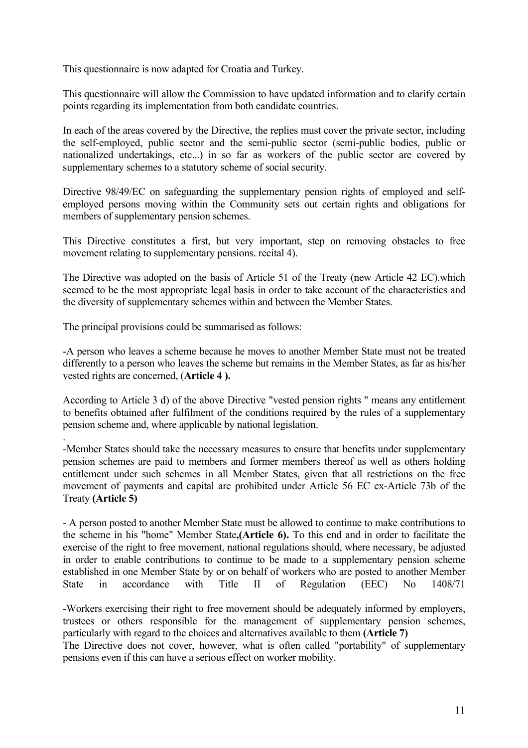This questionnaire is now adapted for Croatia and Turkey.

This questionnaire will allow the Commission to have updated information and to clarify certain points regarding its implementation from both candidate countries.

In each of the areas covered by the Directive, the replies must cover the private sector, including the self-employed, public sector and the semi-public sector (semi-public bodies, public or nationalized undertakings, etc...) in so far as workers of the public sector are covered by supplementary schemes to a statutory scheme of social security.

Directive 98/49/EC on safeguarding the supplementary pension rights of employed and self-employed persons moving within the Community sets out certain rights and obligations for members of supplementary pension schemes.

This Directive constitutes a first, but very important, step on removing obstacles to free movement relating to supplementary pensions. recital 4).

The Directive was adopted on the basis of Article 51 of the Treaty (new Article 42 EC).which seemed to be the most appropriate legal basis in order to take account of the characteristics and the diversity of supplementary schemes within and between the Member States.

The principal provisions could be summarised as follows:

-A person who leaves a scheme because he moves to another Member State must not be treated differently to a person who leaves the scheme but remains in the Member States, as far as his/her vested rights are concerned, (**Article 4 ).**

According to Article 3 d) of the above Directive "vested pension rights " means any entitlement to benefits obtained after fulfilment of the conditions required by the rules of a supplementary pension scheme and, where applicable by national legislation.

.

-Member States should take the necessary measures to ensure that benefits under supplementary pension schemes are paid to members and former members thereof as well as others holding entitlement under such schemes in all Member States, given that all restrictions on the free movement of payments and capital are prohibited under Article 56 EC ex-Article 73b of the Treaty **(Article 5)**

- A person posted to another Member State must be allowed to continue to make contributions to the scheme in his "home" Member State**,(Article 6).** To this end and in order to facilitate the exercise of the right to free movement, national regulations should, where necessary, be adjusted in order to enable contributions to continue to be made to a supplementary pension scheme established in one Member State by or on behalf of workers who are posted to another Member State in accordance with Title II of Regulation (EEC) No 1408/71

-Workers exercising their right to free movement should be adequately informed by employers, trustees or others responsible for the management of supplementary pension schemes, particularly with regard to the choices and alternatives available to them **(Article 7)**

The Directive does not cover, however, what is often called "portability" of supplementary pensions even if this can have a serious effect on worker mobility.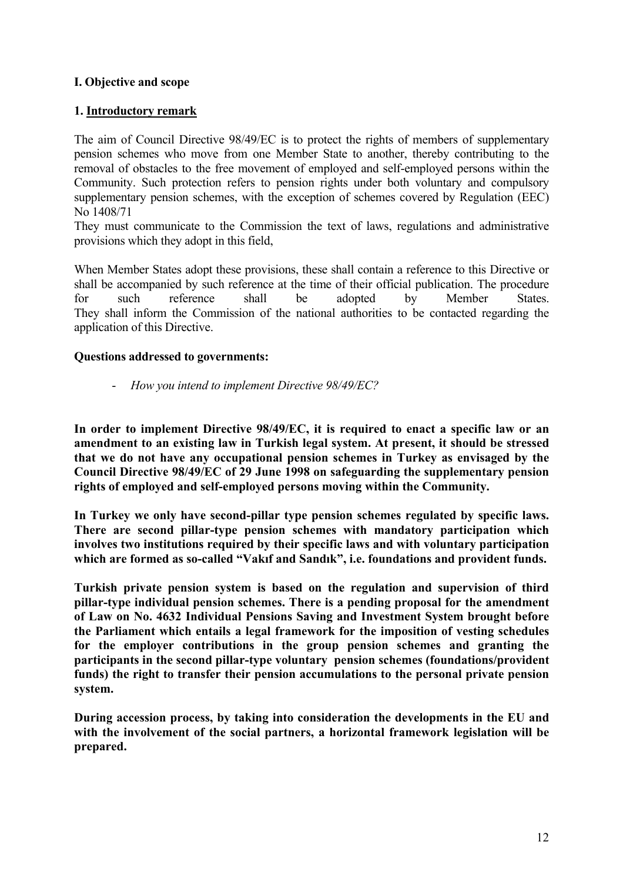## I. Objective and scope

### 1. Introductory remark

The aim of Council Directive 98/49/EC is to protect the rights of members of supplementary pension schemes who move from one Member State to another, thereby contributing to the removal of obstacles to the free movement of employed and self-employed persons within the Community. Such protection refers to pension rights under both voluntary and compulsory supplementary pension schemes, with the exception of schemes covered by Regulation (EEC) No 1408/71

They must communicate to the Commission the text of laws, regulations and administrative provisions which they adopt in this field,

When Member States adopt these provisions, these shall contain a reference to this Directive or shall be accompanied by such reference at the time of their official publication. The procedure for such reference shall be adopted by Member States. They shall inform the Commission of the national authorities to be contacted regarding the application of this Directive.

**Questions addressed to governments:**

- *How you intend to implement Directive 98/49/EC?*

**In order to implement Directive 98/49/EC, it is required to enact a specific law or an amendment to an existing law in Turkish legal system. At present, it should be stressed that we do not have any occupational pension schemes in Turkey as envisaged by the Council Directive 98/49/EC of 29 June 1998 on safeguarding the supplementary pension rights of employed and self-employed persons moving within the Community.**

**In Turkey we only have second-pillar type pension schemes regulated by specific laws. There are second pillar-type pension schemes with mandatory participation which involves two institutions required by their specific laws and with voluntary participation which are formed as so-called "Vakıf and Sandık", i.e. foundations and provident funds.**

**Turkish private pension system is based on the regulation and supervision of third pillar-type individual pension schemes. There is a pending proposal for the amendment of Law on No. 4632 Individual Pensions Saving and Investment System brought before the Parliament which entails a legal framework for the imposition of vesting schedules for the employer contributions in the group pension schemes and granting the participants in the second pillar-type voluntary pension schemes (foundations/provident funds) the right to transfer their pension accumulations to the personal private pension system.**

**During accession process, by taking into consideration the developments in the EU and with the involvement of the social partners, a horizontal framework legislation will be prepared.**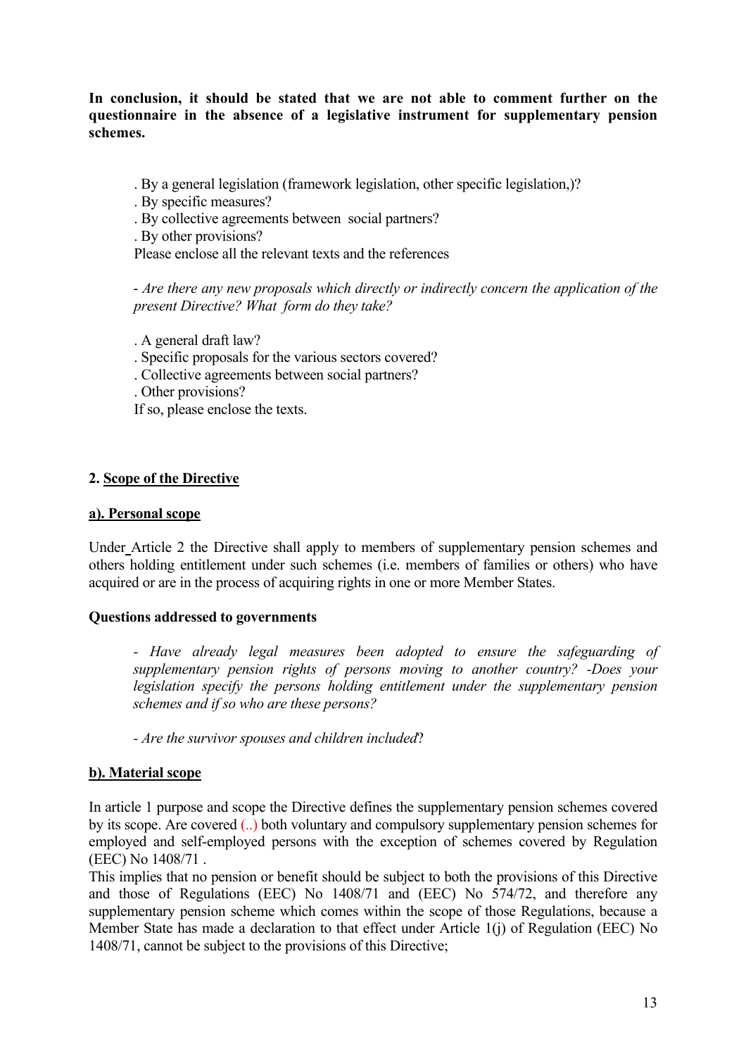**In conclusion, it should be stated that we are not able to comment further on the questionnaire in the absence of a legislative instrument for supplementary pension schemes.**

. By a general legislation (framework legislation, other specific legislation,)?
. By specific measures?
. By collective agreements between social partners?
. By other provisions?
Please enclose all the relevant texts and the references

- *Are there any new proposals which directly or indirectly concern the application of the present Directive? What form do they take?*

. A general draft law?
. Specific proposals for the various sectors covered?
. Collective agreements between social partners?
. Other provisions?
If so, please enclose the texts.

**2. Scope of the Directive**

**a). Personal scope**

Under Article 2 the Directive shall apply to members of supplementary pension schemes and others holding entitlement under such schemes (i.e. members of families or others) who have acquired or are in the process of acquiring rights in one or more Member States.

**Questions addressed to governments**

- *Have already legal measures been adopted to ensure the safeguarding of supplementary pension rights of persons moving to another country? -Does your legislation specify the persons holding entitlement under the supplementary pension schemes and if so who are these persons?*

- *Are the survivor spouses and children included*?

**b). Material scope**

In article 1 purpose and scope the Directive defines the supplementary pension schemes covered by its scope. Are covered (..) both voluntary and compulsory supplementary pension schemes for employed and self-employed persons with the exception of schemes covered by Regulation (EEC) No 1408/71 .
This implies that no pension or benefit should be subject to both the provisions of this Directive and those of Regulations (EEC) No 1408/71 and (EEC) No 574/72, and therefore any supplementary pension scheme which comes within the scope of those Regulations, because a Member State has made a declaration to that effect under Article 1(j) of Regulation (EEC) No 1408/71, cannot be subject to the provisions of this Directive;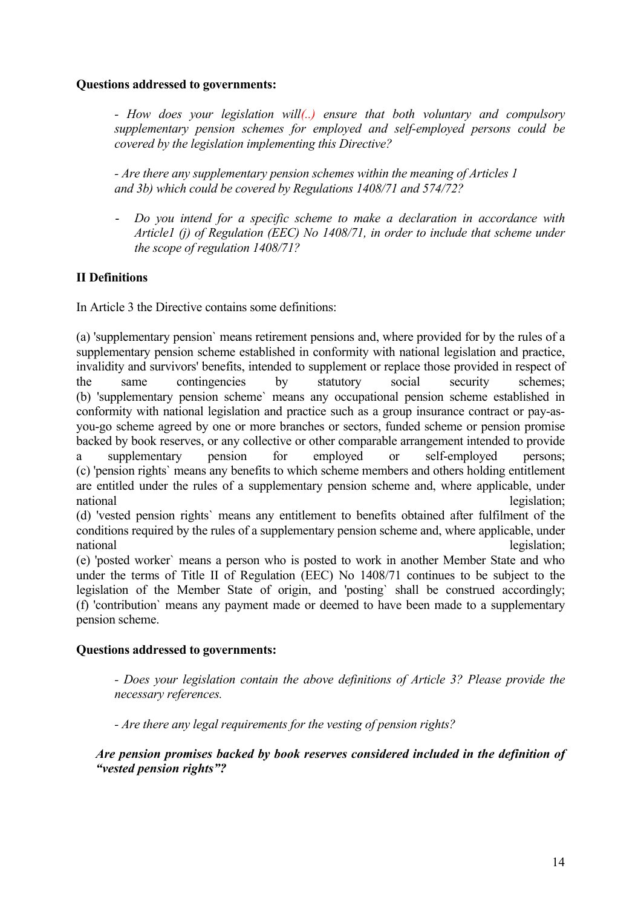**Questions addressed to governments:**

*- How does your legislation will(..) ensure that both voluntary and compulsory supplementary pension schemes for employed and self-employed persons could be covered by the legislation implementing this Directive?*

*- Are there any supplementary pension schemes within the meaning of Articles 1 and 3b) which could be covered by Regulations 1408/71 and 574/72?*

- *Do you intend for a specific scheme to make a declaration in accordance with Article1 (j) of Regulation (EEC) No 1408/71, in order to include that scheme under the scope of regulation 1408/71?*

**II Definitions**

In Article 3 the Directive contains some definitions:

(a) 'supplementary pension` means retirement pensions and, where provided for by the rules of a supplementary pension scheme established in conformity with national legislation and practice, invalidity and survivors' benefits, intended to supplement or replace those provided in respect of the same contingencies by statutory social security schemes;
(b) 'supplementary pension scheme` means any occupational pension scheme established in conformity with national legislation and practice such as a group insurance contract or pay-as-you-go scheme agreed by one or more branches or sectors, funded scheme or pension promise backed by book reserves, or any collective or other comparable arrangement intended to provide a supplementary pension for employed or self-employed persons;
(c) 'pension rights` means any benefits to which scheme members and others holding entitlement are entitled under the rules of a supplementary pension scheme and, where applicable, under national legislation;
(d) 'vested pension rights` means any entitlement to benefits obtained after fulfilment of the conditions required by the rules of a supplementary pension scheme and, where applicable, under national legislation;
(e) 'posted worker` means a person who is posted to work in another Member State and who under the terms of Title II of Regulation (EEC) No 1408/71 continues to be subject to the legislation of the Member State of origin, and 'posting` shall be construed accordingly;
(f) 'contribution` means any payment made or deemed to have been made to a supplementary pension scheme.

**Questions addressed to governments:**

*- Does your legislation contain the above definitions of Article 3? Please provide the necessary references.*

*- Are there any legal requirements for the vesting of pension rights?*

***Are pension promises backed by book reserves considered included in the definition of "vested pension rights"?***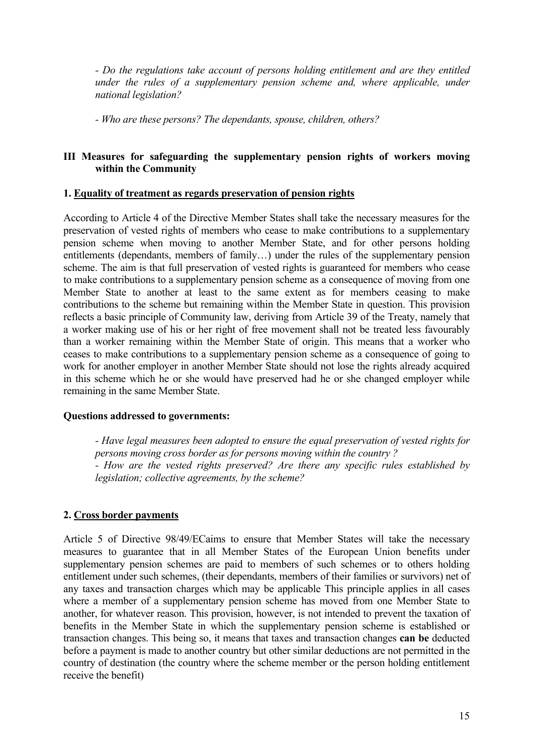*- Do the regulations take account of persons holding entitlement and are they entitled under the rules of a supplementary pension scheme and, where applicable, under national legislation?*

*- Who are these persons? The dependants, spouse, children, others?*

## III Measures for safeguarding the supplementary pension rights of workers moving within the Community

### 1. Equality of treatment as regards preservation of pension rights

According to Article 4 of the Directive Member States shall take the necessary measures for the preservation of vested rights of members who cease to make contributions to a supplementary pension scheme when moving to another Member State, and for other persons holding entitlements (dependants, members of family…) under the rules of the supplementary pension scheme. The aim is that full preservation of vested rights is guaranteed for members who cease to make contributions to a supplementary pension scheme as a consequence of moving from one Member State to another at least to the same extent as for members ceasing to make contributions to the scheme but remaining within the Member State in question. This provision reflects a basic principle of Community law, deriving from Article 39 of the Treaty, namely that a worker making use of his or her right of free movement shall not be treated less favourably than a worker remaining within the Member State of origin. This means that a worker who ceases to make contributions to a supplementary pension scheme as a consequence of going to work for another employer in another Member State should not lose the rights already acquired in this scheme which he or she would have preserved had he or she changed employer while remaining in the same Member State.

**Questions addressed to governments:**

*- Have legal measures been adopted to ensure the equal preservation of vested rights for persons moving cross border as for persons moving within the country ?*
*- How are the vested rights preserved? Are there any specific rules established by legislation; collective agreements, by the scheme?*

### 2. Cross border payments

Article 5 of Directive 98/49/ECaims to ensure that Member States will take the necessary measures to guarantee that in all Member States of the European Union benefits under supplementary pension schemes are paid to members of such schemes or to others holding entitlement under such schemes, (their dependants, members of their families or survivors) net of any taxes and transaction charges which may be applicable This principle applies in all cases where a member of a supplementary pension scheme has moved from one Member State to another, for whatever reason. This provision, however, is not intended to prevent the taxation of benefits in the Member State in which the supplementary pension scheme is established or transaction changes. This being so, it means that taxes and transaction changes **can be** deducted before a payment is made to another country but other similar deductions are not permitted in the country of destination (the country where the scheme member or the person holding entitlement receive the benefit)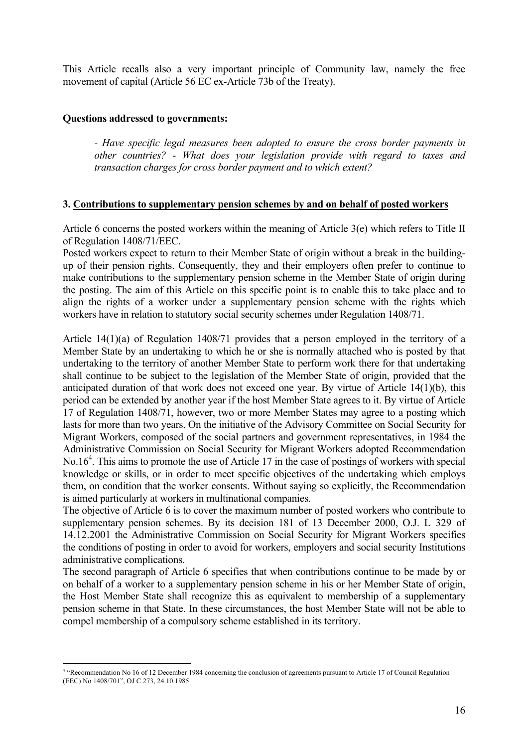This Article recalls also a very important principle of Community law, namely the free movement of capital (Article 56 EC ex-Article 73b of the Treaty).

**Questions addressed to governments:**

> *- Have specific legal measures been adopted to ensure the cross border payments in other countries? - What does your legislation provide with regard to taxes and transaction charges for cross border payment and to which extent?*

### 3. Contributions to supplementary pension schemes by and on behalf of posted workers

Article 6 concerns the posted workers within the meaning of Article 3(e) which refers to Title II of Regulation 1408/71/EEC.

Posted workers expect to return to their Member State of origin without a break in the building-up of their pension rights. Consequently, they and their employers often prefer to continue to make contributions to the supplementary pension scheme in the Member State of origin during the posting. The aim of this Article on this specific point is to enable this to take place and to align the rights of a worker under a supplementary pension scheme with the rights which workers have in relation to statutory social security schemes under Regulation 1408/71.

Article 14(1)(a) of Regulation 1408/71 provides that a person employed in the territory of a Member State by an undertaking to which he or she is normally attached who is posted by that undertaking to the territory of another Member State to perform work there for that undertaking shall continue to be subject to the legislation of the Member State of origin, provided that the anticipated duration of that work does not exceed one year. By virtue of Article 14(1)(b), this period can be extended by another year if the host Member State agrees to it. By virtue of Article 17 of Regulation 1408/71, however, two or more Member States may agree to a posting which lasts for more than two years. On the initiative of the Advisory Committee on Social Security for Migrant Workers, composed of the social partners and government representatives, in 1984 the Administrative Commission on Social Security for Migrant Workers adopted Recommendation No.16[4]. This aims to promote the use of Article 17 in the case of postings of workers with special knowledge or skills, or in order to meet specific objectives of the undertaking which employs them, on condition that the worker consents. Without saying so explicitly, the Recommendation is aimed particularly at workers in multinational companies.

The objective of Article 6 is to cover the maximum number of posted workers who contribute to supplementary pension schemes. By its decision 181 of 13 December 2000, O.J. L 329 of 14.12.2001 the Administrative Commission on Social Security for Migrant Workers specifies the conditions of posting in order to avoid for workers, employers and social security Institutions administrative complications.

The second paragraph of Article 6 specifies that when contributions continue to be made by or on behalf of a worker to a supplementary pension scheme in his or her Member State of origin, the Host Member State shall recognize this as equivalent to membership of a supplementary pension scheme in that State. In these circumstances, the host Member State will not be able to compel membership of a compulsory scheme established in its territory.

---

[4] "Recommendation No 16 of 12 December 1984 concerning the conclusion of agreements pursuant to Article 17 of Council Regulation (EEC) No 1408/701", OJ C 273, 24.10.1985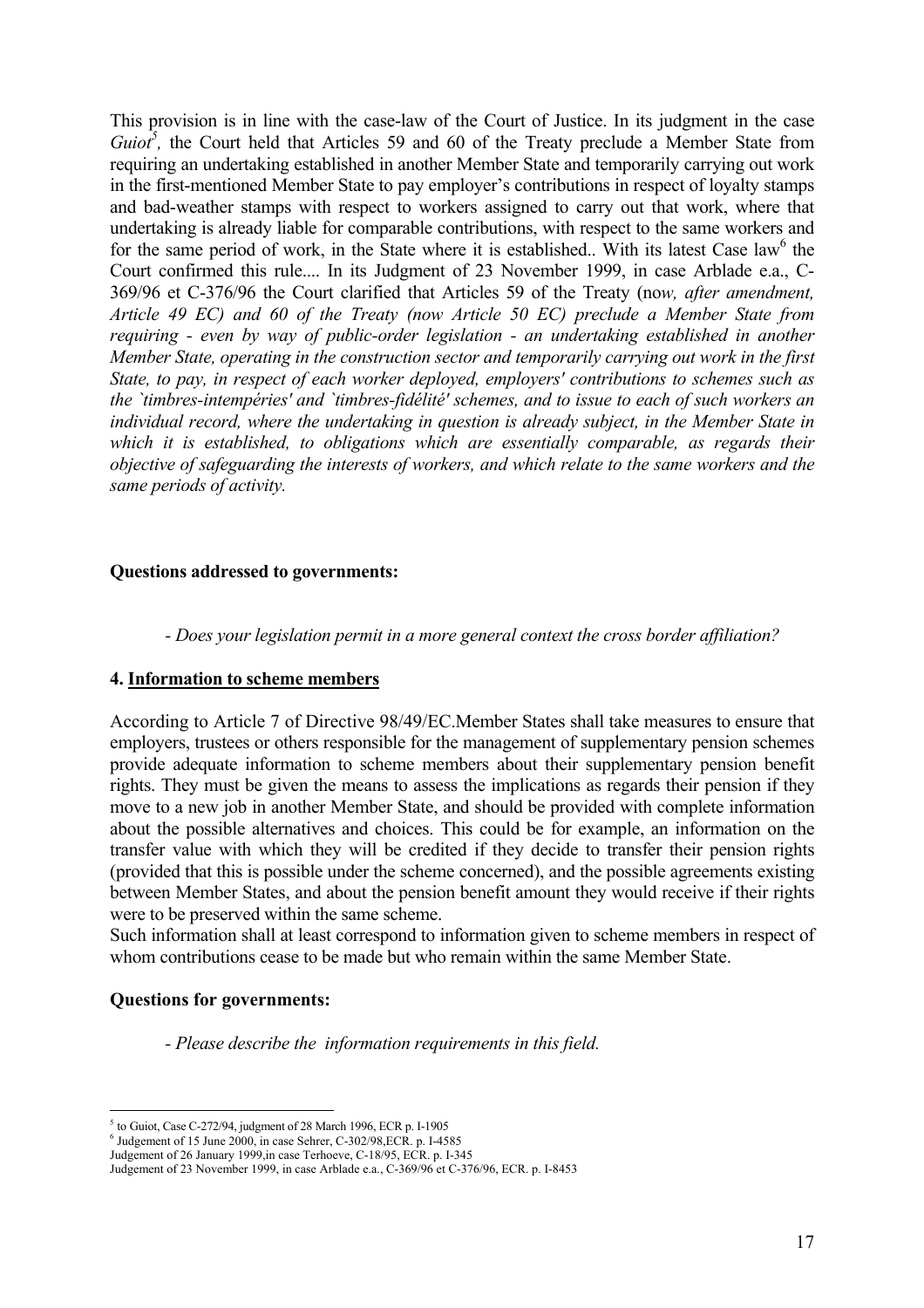This provision is in line with the case-law of the Court of Justice. In its judgment in the case *Guiot*[5], the Court held that Articles 59 and 60 of the Treaty preclude a Member State from requiring an undertaking established in another Member State and temporarily carrying out work in the first-mentioned Member State to pay employer's contributions in respect of loyalty stamps and bad-weather stamps with respect to workers assigned to carry out that work, where that undertaking is already liable for comparable contributions, with respect to the same workers and for the same period of work, in the State where it is established.. With its latest Case law[6] the Court confirmed this rule.... In its Judgment of 23 November 1999, in case Arblade e.a., C-369/96 et C-376/96 the Court clarified that Articles 59 of the Treaty (no*w, after amendment, Article 49 EC) and 60 of the Treaty (now Article 50 EC) preclude a Member State from requiring - even by way of public-order legislation - an undertaking established in another Member State, operating in the construction sector and temporarily carrying out work in the first State, to pay, in respect of each worker deployed, employers' contributions to schemes such as the `timbres-intempéries' and `timbres-fidélité' schemes, and to issue to each of such workers an individual record, where the undertaking in question is already subject, in the Member State in which it is established, to obligations which are essentially comparable, as regards their objective of safeguarding the interests of workers, and which relate to the same workers and the same periods of activity.*

**Questions addressed to governments:**

*- Does your legislation permit in a more general context the cross border affiliation?*

**4. Information to scheme members**

According to Article 7 of Directive 98/49/EC.Member States shall take measures to ensure that employers, trustees or others responsible for the management of supplementary pension schemes provide adequate information to scheme members about their supplementary pension benefit rights. They must be given the means to assess the implications as regards their pension if they move to a new job in another Member State, and should be provided with complete information about the possible alternatives and choices. This could be for example, an information on the transfer value with which they will be credited if they decide to transfer their pension rights (provided that this is possible under the scheme concerned), and the possible agreements existing between Member States, and about the pension benefit amount they would receive if their rights were to be preserved within the same scheme.

Such information shall at least correspond to information given to scheme members in respect of whom contributions cease to be made but who remain within the same Member State.

**Questions for governments:**

*- Please describe the information requirements in this field.*

---

[5] to Guiot, Case C-272/94, judgment of 28 March 1996, ECR p. I-1905

[6] Judgement of 15 June 2000, in case Sehrer, C-302/98,ECR. p. I-4585

Judgement of 26 January 1999,in case Terhoeve, C-18/95, ECR. p. I-345

Judgement of 23 November 1999, in case Arblade e.a., C-369/96 et C-376/96, ECR. p. I-8453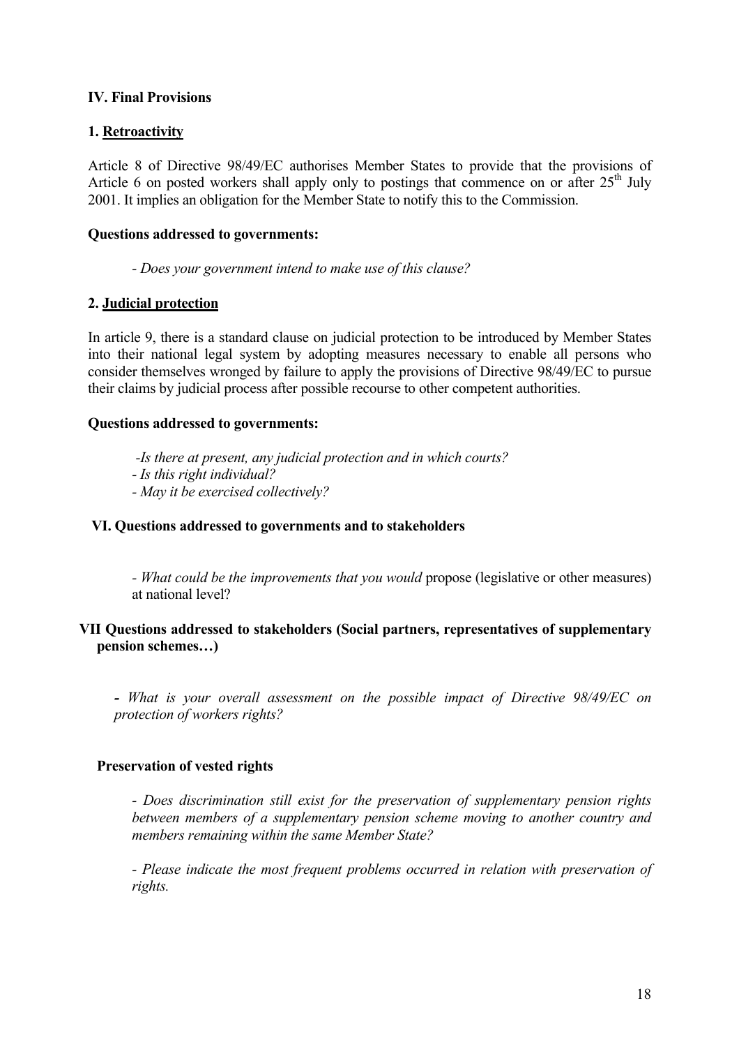## IV. Final Provisions

### 1. Retroactivity

Article 8 of Directive 98/49/EC authorises Member States to provide that the provisions of Article 6 on posted workers shall apply only to postings that commence on or after 25th July 2001. It implies an obligation for the Member State to notify this to the Commission.

**Questions addressed to governments:**

*- Does your government intend to make use of this clause?*

### 2. Judicial protection

In article 9, there is a standard clause on judicial protection to be introduced by Member States into their national legal system by adopting measures necessary to enable all persons who consider themselves wronged by failure to apply the provisions of Directive 98/49/EC to pursue their claims by judicial process after possible recourse to other competent authorities.

**Questions addressed to governments:**

*-Is there at present, any judicial protection and in which courts?*
*- Is this right individual?*
*- May it be exercised collectively?*

## VI. Questions addressed to governments and to stakeholders

*- What could be the improvements that you would* propose (legislative or other measures) at national level?

## VII Questions addressed to stakeholders (Social partners, representatives of supplementary pension schemes…)

***-** What is your overall assessment on the possible impact of Directive 98/49/EC on protection of workers rights?*

**Preservation of vested rights**

*- Does discrimination still exist for the preservation of supplementary pension rights between members of a supplementary pension scheme moving to another country and members remaining within the same Member State?*

*- Please indicate the most frequent problems occurred in relation with preservation of rights.*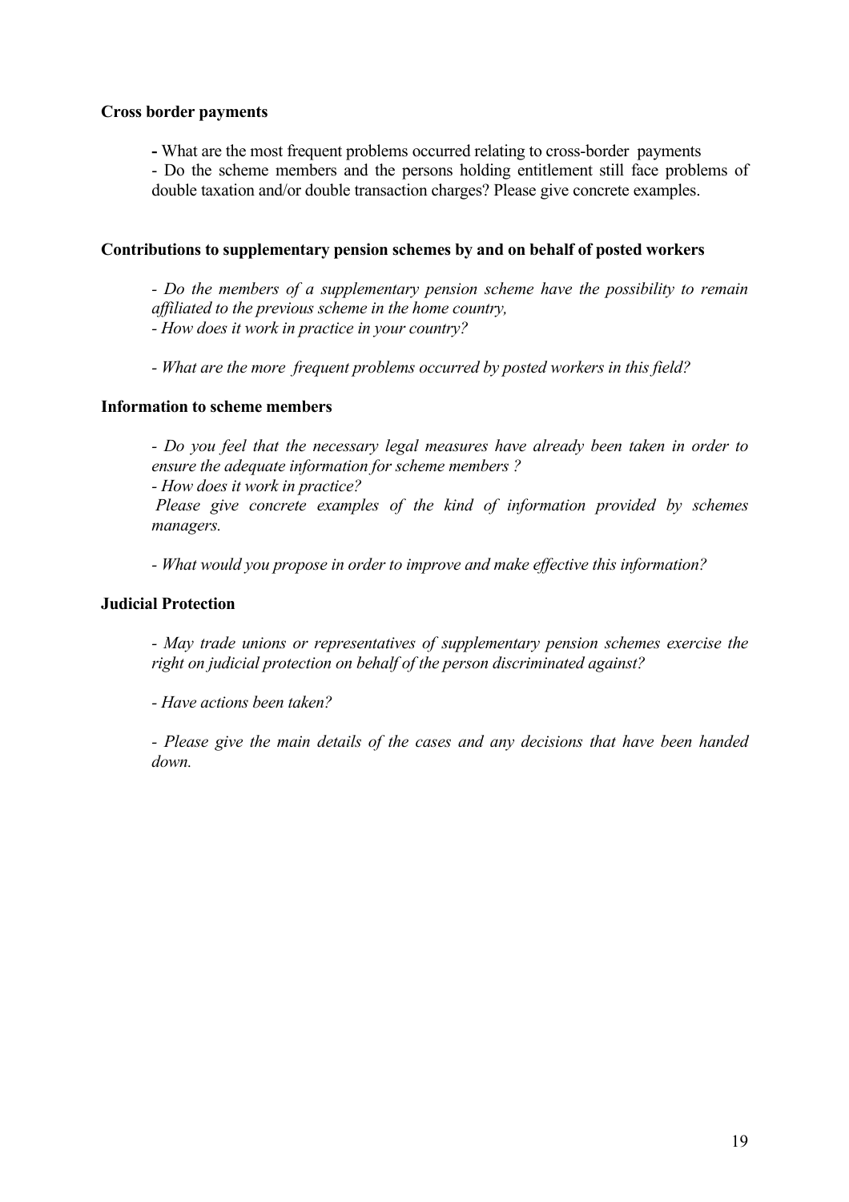**Cross border payments**

- What are the most frequent problems occurred relating to cross-border payments
- Do the scheme members and the persons holding entitlement still face problems of double taxation and/or double transaction charges? Please give concrete examples.

**Contributions to supplementary pension schemes by and on behalf of posted workers**

*- Do the members of a supplementary pension scheme have the possibility to remain affiliated to the previous scheme in the home country,*
*- How does it work in practice in your country?*

*- What are the more frequent problems occurred by posted workers in this field?*

**Information to scheme members**

*- Do you feel that the necessary legal measures have already been taken in order to ensure the adequate information for scheme members ?*
*- How does it work in practice?*
*Please give concrete examples of the kind of information provided by schemes managers.*

*- What would you propose in order to improve and make effective this information?*

**Judicial Protection**

*- May trade unions or representatives of supplementary pension schemes exercise the right on judicial protection on behalf of the person discriminated against?*

*- Have actions been taken?*

*- Please give the main details of the cases and any decisions that have been handed down.*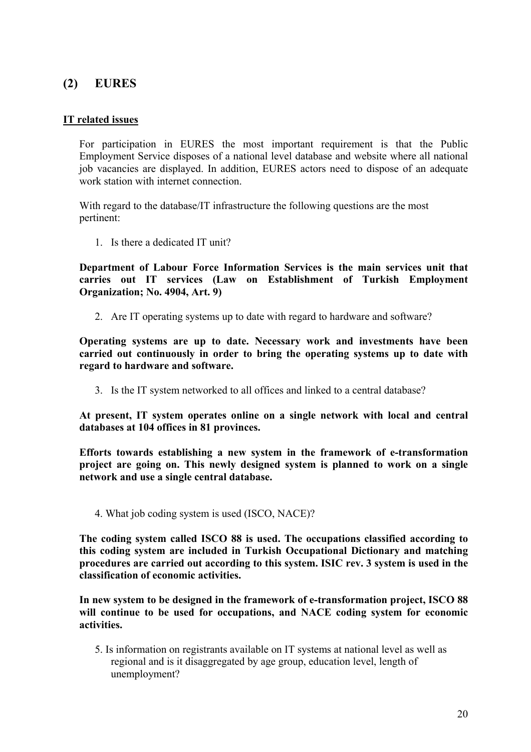## (2) EURES

**IT related issues**

For participation in EURES the most important requirement is that the Public Employment Service disposes of a national level database and website where all national job vacancies are displayed. In addition, EURES actors need to dispose of an adequate work station with internet connection.

With regard to the database/IT infrastructure the following questions are the most pertinent:

1. Is there a dedicated IT unit?

**Department of Labour Force Information Services is the main services unit that carries out IT services (Law on Establishment of Turkish Employment Organization; No. 4904, Art. 9)**

2. Are IT operating systems up to date with regard to hardware and software?

**Operating systems are up to date. Necessary work and investments have been carried out continuously in order to bring the operating systems up to date with regard to hardware and software.**

3. Is the IT system networked to all offices and linked to a central database?

**At present, IT system operates online on a single network with local and central databases at 104 offices in 81 provinces.**

**Efforts towards establishing a new system in the framework of e-transformation project are going on. This newly designed system is planned to work on a single network and use a single central database.**

4. What job coding system is used (ISCO, NACE)?

**The coding system called ISCO 88 is used. The occupations classified according to this coding system are included in Turkish Occupational Dictionary and matching procedures are carried out according to this system. ISIC rev. 3 system is used in the classification of economic activities.**

**In new system to be designed in the framework of e-transformation project, ISCO 88 will continue to be used for occupations, and NACE coding system for economic activities.**

5. Is information on registrants available on IT systems at national level as well as regional and is it disaggregated by age group, education level, length of unemployment?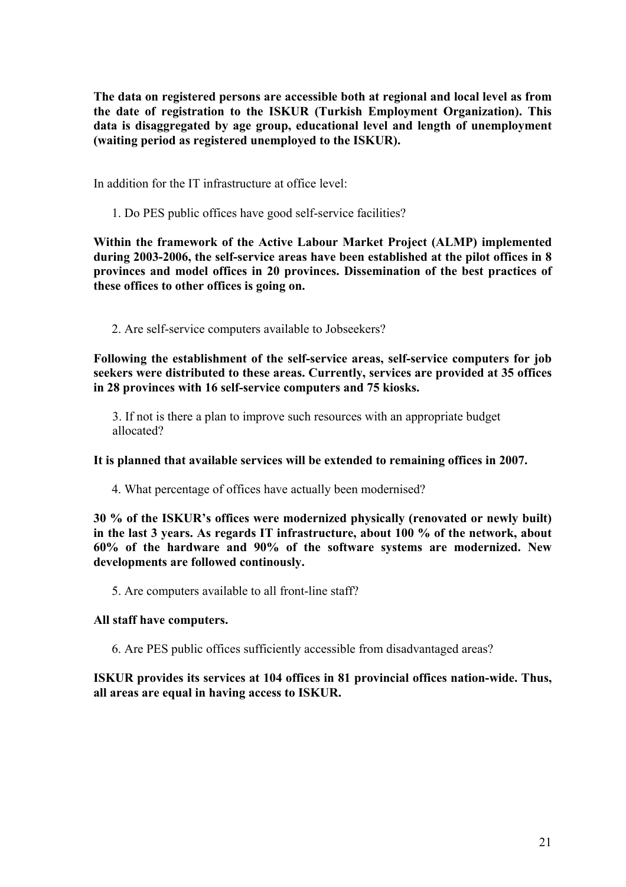**The data on registered persons are accessible both at regional and local level as from the date of registration to the ISKUR (Turkish Employment Organization). This data is disaggregated by age group, educational level and length of unemployment (waiting period as registered unemployed to the ISKUR).**

In addition for the IT infrastructure at office level:

1. Do PES public offices have good self-service facilities?

**Within the framework of the Active Labour Market Project (ALMP) implemented during 2003-2006, the self-service areas have been established at the pilot offices in 8 provinces and model offices in 20 provinces. Dissemination of the best practices of these offices to other offices is going on.**

2. Are self-service computers available to Jobseekers?

**Following the establishment of the self-service areas, self-service computers for job seekers were distributed to these areas. Currently, services are provided at 35 offices in 28 provinces with 16 self-service computers and 75 kiosks.**

3. If not is there a plan to improve such resources with an appropriate budget allocated?

**It is planned that available services will be extended to remaining offices in 2007.**

4. What percentage of offices have actually been modernised?

**30 % of the ISKUR's offices were modernized physically (renovated or newly built) in the last 3 years. As regards IT infrastructure, about 100 % of the network, about 60% of the hardware and 90% of the software systems are modernized. New developments are followed continously.**

5. Are computers available to all front-line staff?

**All staff have computers.**

6. Are PES public offices sufficiently accessible from disadvantaged areas?

**ISKUR provides its services at 104 offices in 81 provincial offices nation-wide. Thus, all areas are equal in having access to ISKUR.**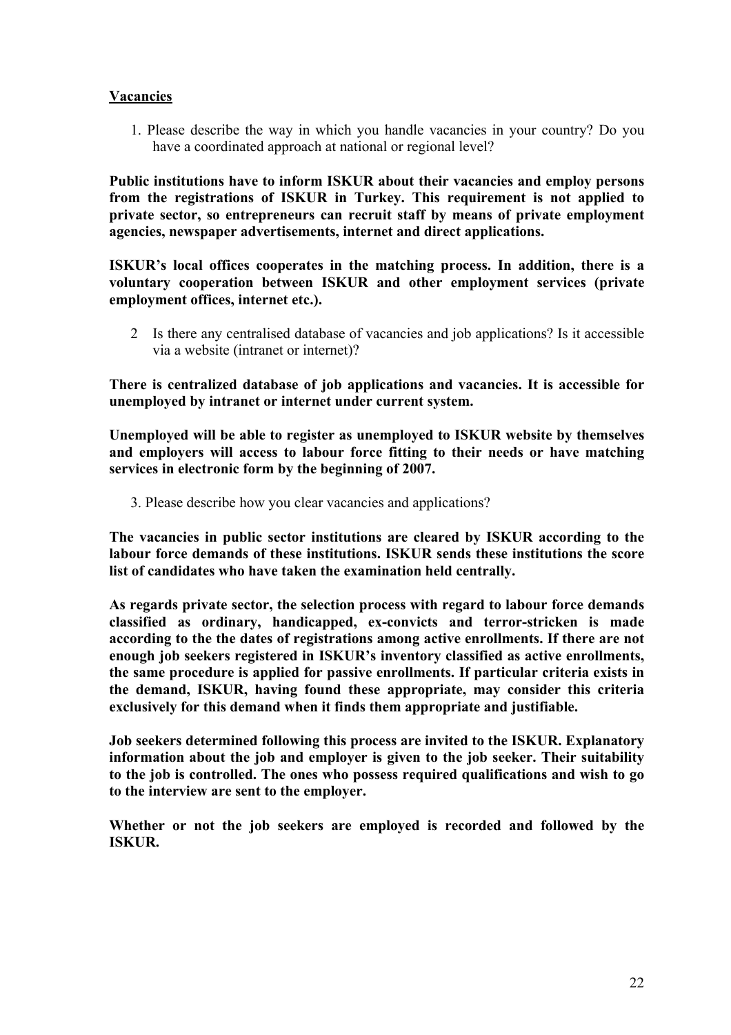**Vacancies**

1. Please describe the way in which you handle vacancies in your country? Do you have a coordinated approach at national or regional level?

**Public institutions have to inform ISKUR about their vacancies and employ persons from the registrations of ISKUR in Turkey. This requirement is not applied to private sector, so entrepreneurs can recruit staff by means of private employment agencies, newspaper advertisements, internet and direct applications.**

**ISKUR's local offices cooperates in the matching process. In addition, there is a voluntary cooperation between ISKUR and other employment services (private employment offices, internet etc.).**

2 Is there any centralised database of vacancies and job applications? Is it accessible via a website (intranet or internet)?

**There is centralized database of job applications and vacancies. It is accessible for unemployed by intranet or internet under current system.**

**Unemployed will be able to register as unemployed to ISKUR website by themselves and employers will access to labour force fitting to their needs or have matching services in electronic form by the beginning of 2007.**

3. Please describe how you clear vacancies and applications?

**The vacancies in public sector institutions are cleared by ISKUR according to the labour force demands of these institutions. ISKUR sends these institutions the score list of candidates who have taken the examination held centrally.**

**As regards private sector, the selection process with regard to labour force demands classified as ordinary, handicapped, ex-convicts and terror-stricken is made according to the the dates of registrations among active enrollments. If there are not enough job seekers registered in ISKUR's inventory classified as active enrollments, the same procedure is applied for passive enrollments. If particular criteria exists in the demand, ISKUR, having found these appropriate, may consider this criteria exclusively for this demand when it finds them appropriate and justifiable.**

**Job seekers determined following this process are invited to the ISKUR. Explanatory information about the job and employer is given to the job seeker. Their suitability to the job is controlled. The ones who possess required qualifications and wish to go to the interview are sent to the employer.**

**Whether or not the job seekers are employed is recorded and followed by the ISKUR.**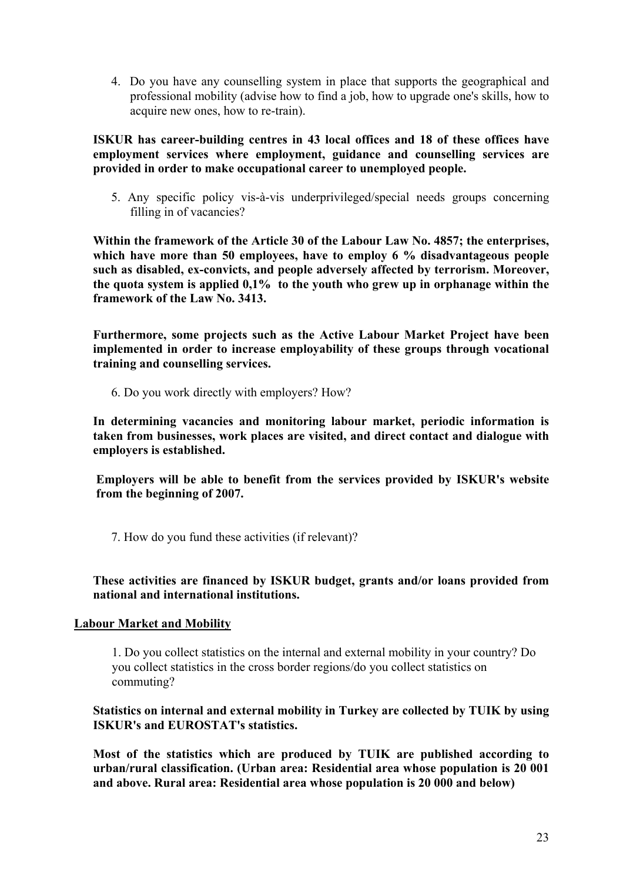4. Do you have any counselling system in place that supports the geographical and professional mobility (advise how to find a job, how to upgrade one's skills, how to acquire new ones, how to re-train).

**ISKUR has career-building centres in 43 local offices and 18 of these offices have employment services where employment, guidance and counselling services are provided in order to make occupational career to unemployed people.**

5. Any specific policy vis-à-vis underprivileged/special needs groups concerning filling in of vacancies?

**Within the framework of the Article 30 of the Labour Law No. 4857; the enterprises, which have more than 50 employees, have to employ 6 % disadvantageous people such as disabled, ex-convicts, and people adversely affected by terrorism. Moreover, the quota system is applied 0,1% to the youth who grew up in orphanage within the framework of the Law No. 3413.**

**Furthermore, some projects such as the Active Labour Market Project have been implemented in order to increase employability of these groups through vocational training and counselling services.**

6. Do you work directly with employers? How?

**In determining vacancies and monitoring labour market, periodic information is taken from businesses, work places are visited, and direct contact and dialogue with employers is established.**

**Employers will be able to benefit from the services provided by ISKUR's website from the beginning of 2007.**

7. How do you fund these activities (if relevant)?

**These activities are financed by ISKUR budget, grants and/or loans provided from national and international institutions.**

## Labour Market and Mobility

1. Do you collect statistics on the internal and external mobility in your country? Do you collect statistics in the cross border regions/do you collect statistics on commuting?

**Statistics on internal and external mobility in Turkey are collected by TUIK by using ISKUR's and EUROSTAT's statistics.**

**Most of the statistics which are produced by TUIK are published according to urban/rural classification. (Urban area: Residential area whose population is 20 001 and above. Rural area: Residential area whose population is 20 000 and below)**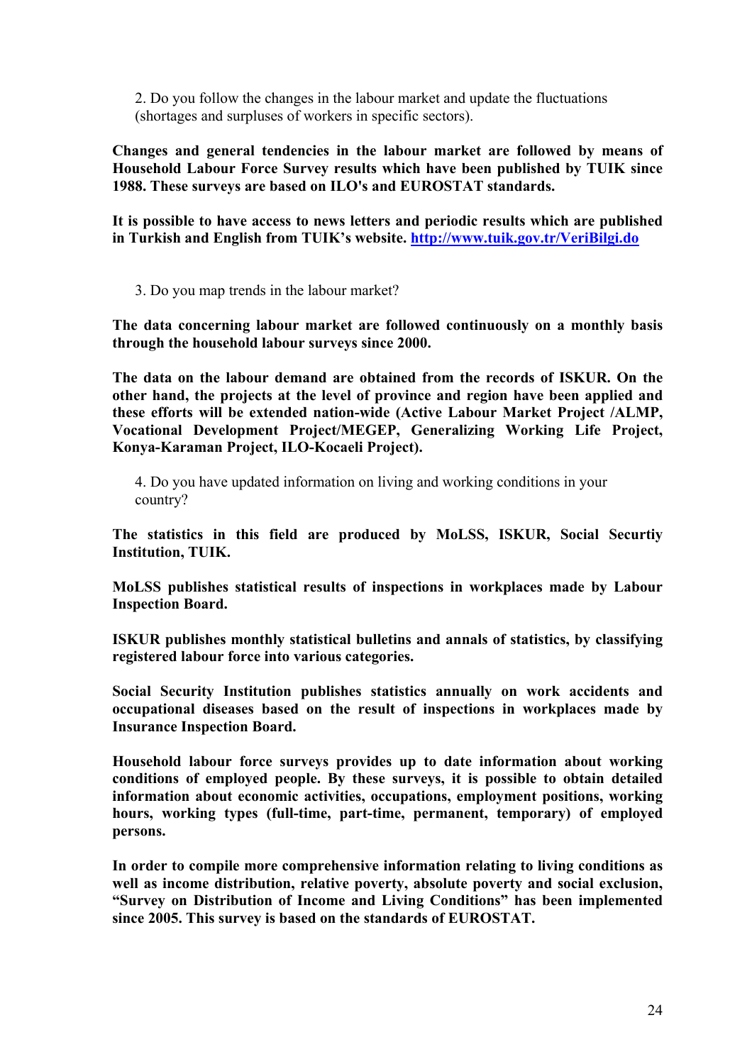2. Do you follow the changes in the labour market and update the fluctuations (shortages and surpluses of workers in specific sectors).

**Changes and general tendencies in the labour market are followed by means of Household Labour Force Survey results which have been published by TUIK since 1988. These surveys are based on ILO's and EUROSTAT standards.**

**It is possible to have access to news letters and periodic results which are published in Turkish and English from TUIK's website. [http://www.tuik.gov.tr/VeriBilgi.do](http://www.tuik.gov.tr/VeriBilgi.do)**

3. Do you map trends in the labour market?

**The data concerning labour market are followed continuously on a monthly basis through the household labour surveys since 2000.**

**The data on the labour demand are obtained from the records of ISKUR. On the other hand, the projects at the level of province and region have been applied and these efforts will be extended nation-wide (Active Labour Market Project /ALMP, Vocational Development Project/MEGEP, Generalizing Working Life Project, Konya-Karaman Project, ILO-Kocaeli Project).**

4. Do you have updated information on living and working conditions in your country?

**The statistics in this field are produced by MoLSS, ISKUR, Social Securtiy Institution, TUIK.**

**MoLSS publishes statistical results of inspections in workplaces made by Labour Inspection Board.**

**ISKUR publishes monthly statistical bulletins and annals of statistics, by classifying registered labour force into various categories.**

**Social Security Institution publishes statistics annually on work accidents and occupational diseases based on the result of inspections in workplaces made by Insurance Inspection Board.**

**Household labour force surveys provides up to date information about working conditions of employed people. By these surveys, it is possible to obtain detailed information about economic activities, occupations, employment positions, working hours, working types (full-time, part-time, permanent, temporary) of employed persons.**

**In order to compile more comprehensive information relating to living conditions as well as income distribution, relative poverty, absolute poverty and social exclusion, "Survey on Distribution of Income and Living Conditions" has been implemented since 2005. This survey is based on the standards of EUROSTAT.**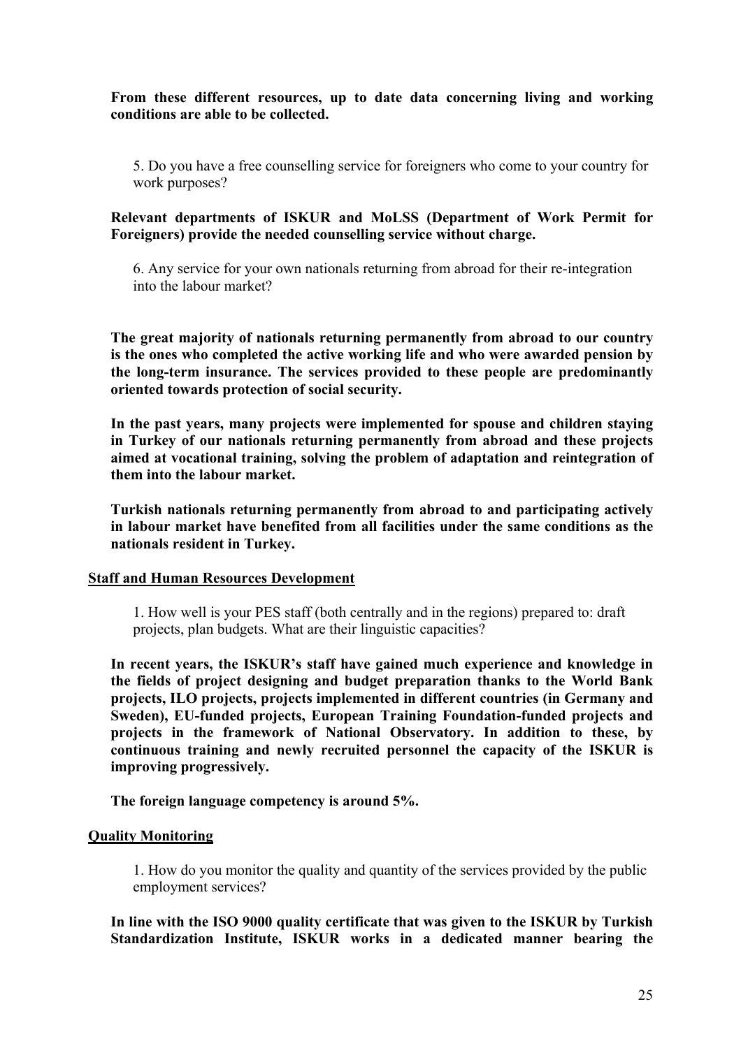**From these different resources, up to date data concerning living and working conditions are able to be collected.**

5. Do you have a free counselling service for foreigners who come to your country for work purposes?

**Relevant departments of ISKUR and MoLSS (Department of Work Permit for Foreigners) provide the needed counselling service without charge.**

6. Any service for your own nationals returning from abroad for their re-integration into the labour market?

**The great majority of nationals returning permanently from abroad to our country is the ones who completed the active working life and who were awarded pension by the long-term insurance. The services provided to these people are predominantly oriented towards protection of social security.**

**In the past years, many projects were implemented for spouse and children staying in Turkey of our nationals returning permanently from abroad and these projects aimed at vocational training, solving the problem of adaptation and reintegration of them into the labour market.**

**Turkish nationals returning permanently from abroad to and participating actively in labour market have benefited from all facilities under the same conditions as the nationals resident in Turkey.**

## Staff and Human Resources Development

1. How well is your PES staff (both centrally and in the regions) prepared to: draft projects, plan budgets. What are their linguistic capacities?

**In recent years, the ISKUR's staff have gained much experience and knowledge in the fields of project designing and budget preparation thanks to the World Bank projects, ILO projects, projects implemented in different countries (in Germany and Sweden), EU-funded projects, European Training Foundation-funded projects and projects in the framework of National Observatory. In addition to these, by continuous training and newly recruited personnel the capacity of the ISKUR is improving progressively.**

**The foreign language competency is around 5%.**

## Quality Monitoring

1. How do you monitor the quality and quantity of the services provided by the public employment services?

**In line with the ISO 9000 quality certificate that was given to the ISKUR by Turkish Standardization Institute, ISKUR works in a dedicated manner bearing the**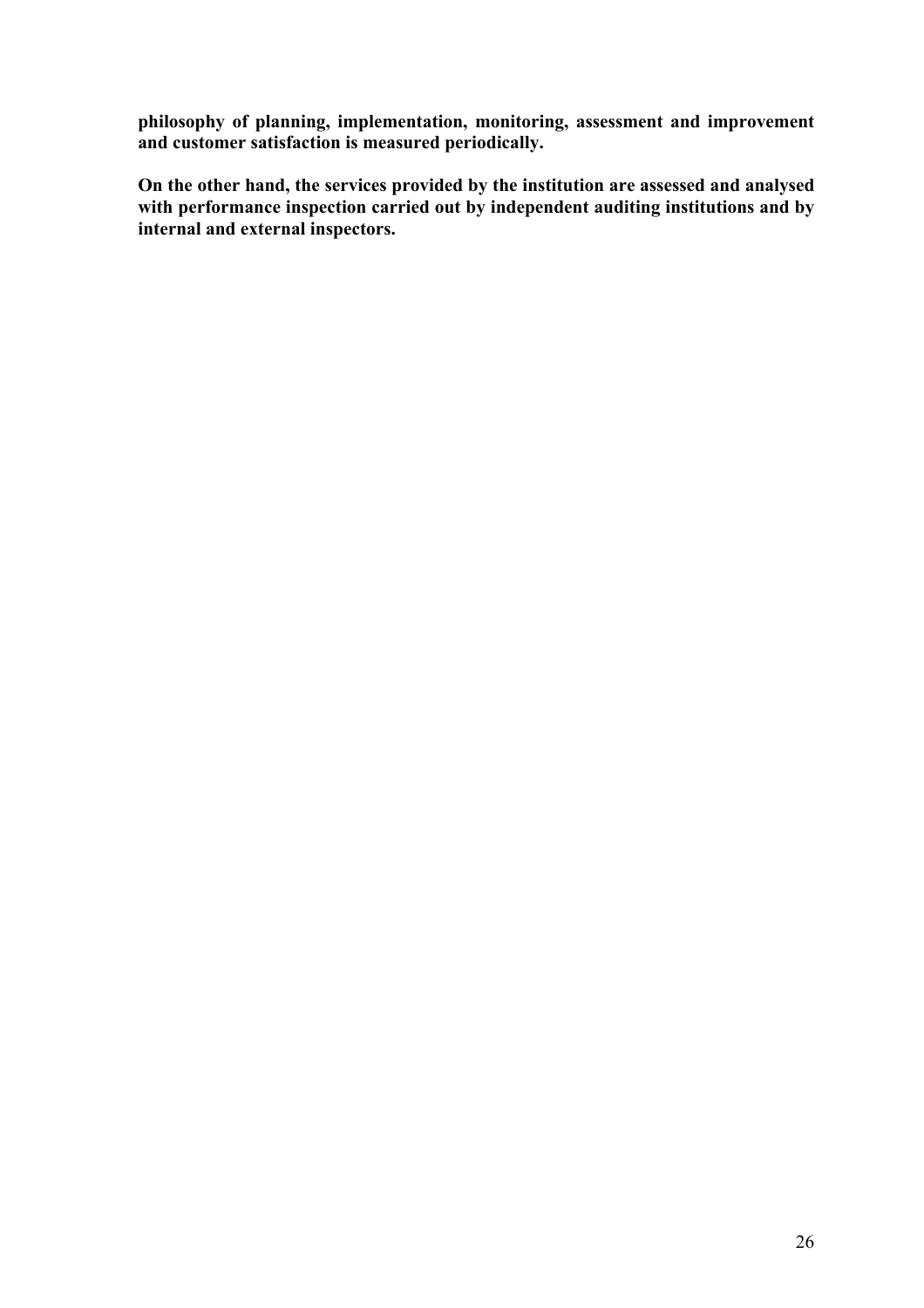**philosophy of planning, implementation, monitoring, assessment and improvement and customer satisfaction is measured periodically.**

**On the other hand, the services provided by the institution are assessed and analysed with performance inspection carried out by independent auditing institutions and by internal and external inspectors.**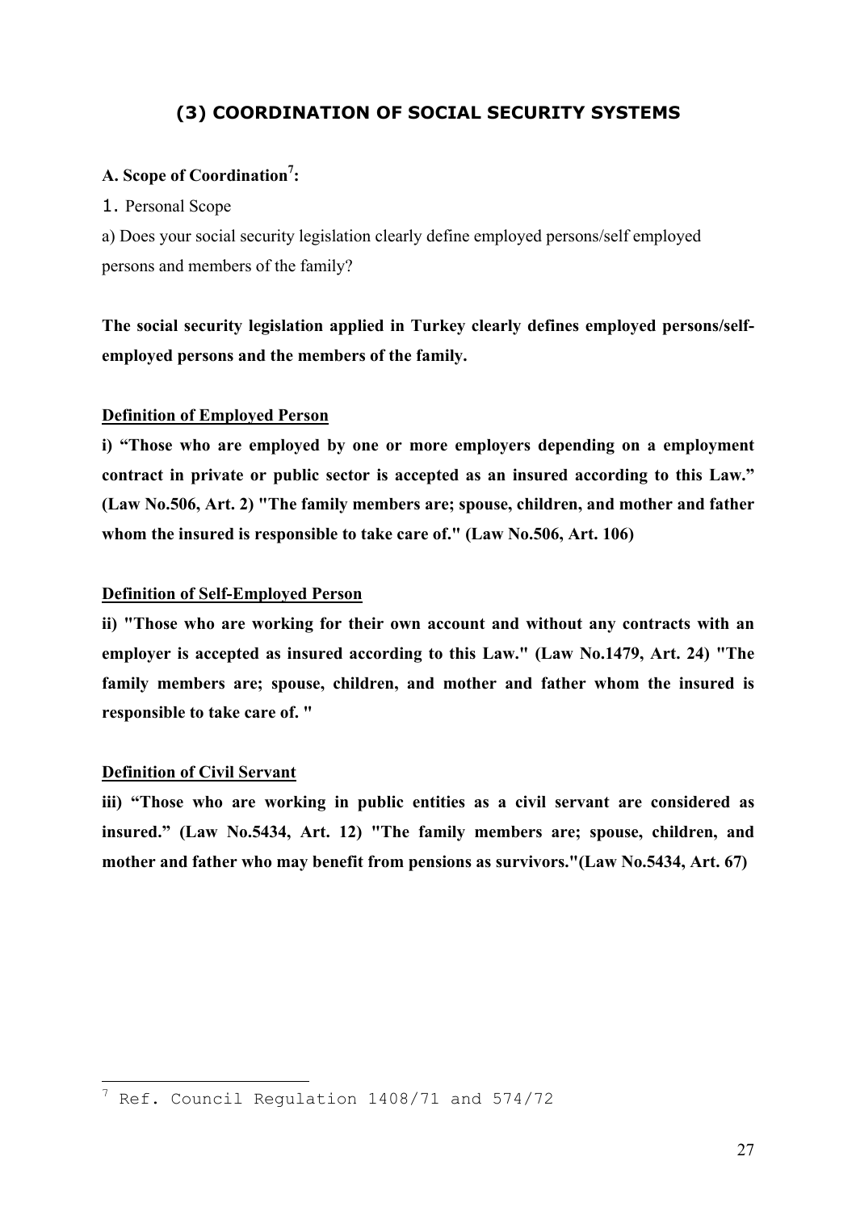## (3) COORDINATION OF SOCIAL SECURITY SYSTEMS

**A. Scope of Coordination[7]:**

1. Personal Scope

a) Does your social security legislation clearly define employed persons/self employed persons and members of the family?

**The social security legislation applied in Turkey clearly defines employed persons/self-employed persons and the members of the family.**

**Definition of Employed Person**

**i) "Those who are employed by one or more employers depending on a employment contract in private or public sector is accepted as an insured according to this Law." (Law No.506, Art. 2) "The family members are; spouse, children, and mother and father whom the insured is responsible to take care of." (Law No.506, Art. 106)**

**Definition of Self-Employed Person**

**ii) "Those who are working for their own account and without any contracts with an employer is accepted as insured according to this Law." (Law No.1479, Art. 24) "The family members are; spouse, children, and mother and father whom the insured is responsible to take care of. "**

**Definition of Civil Servant**

**iii) "Those who are working in public entities as a civil servant are considered as insured." (Law No.5434, Art. 12) "The family members are; spouse, children, and mother and father who may benefit from pensions as survivors."(Law No.5434, Art. 67)**

---

[7] Ref. Council Regulation 1408/71 and 574/72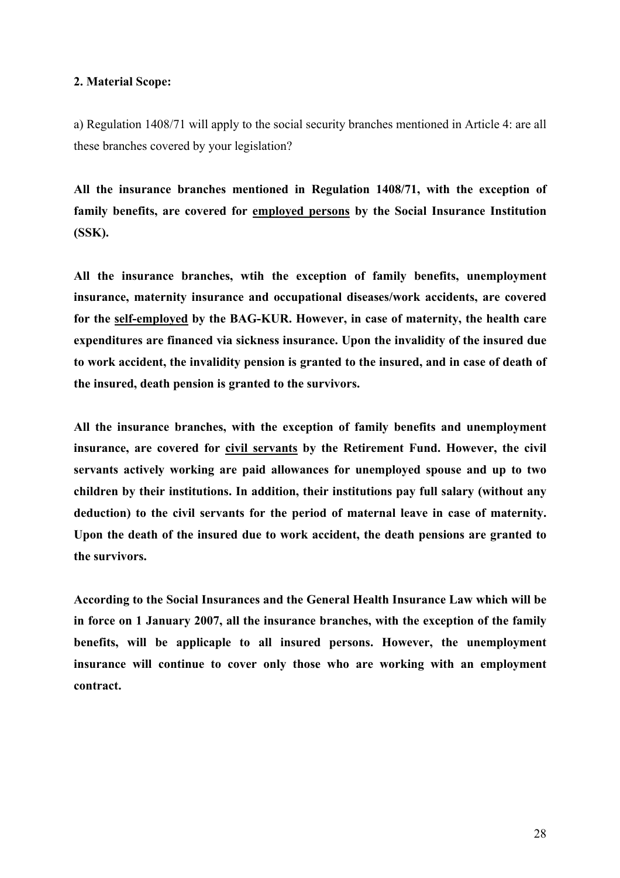**2. Material Scope:**

a) Regulation 1408/71 will apply to the social security branches mentioned in Article 4: are all these branches covered by your legislation?

**All the insurance branches mentioned in Regulation 1408/71, with the exception of family benefits, are covered for <u>employed persons</u> by the Social Insurance Institution (SSK).**

**All the insurance branches, wtih the exception of family benefits, unemployment insurance, maternity insurance and occupational diseases/work accidents, are covered for the <u>self-employed</u> by the BAG-KUR. However, in case of maternity, the health care expenditures are financed via sickness insurance. Upon the invalidity of the insured due to work accident, the invalidity pension is granted to the insured, and in case of death of the insured, death pension is granted to the survivors.**

**All the insurance branches, with the exception of family benefits and unemployment insurance, are covered for <u>civil servants</u> by the Retirement Fund. However, the civil servants actively working are paid allowances for unemployed spouse and up to two children by their institutions. In addition, their institutions pay full salary (without any deduction) to the civil servants for the period of maternal leave in case of maternity. Upon the death of the insured due to work accident, the death pensions are granted to the survivors.**

**According to the Social Insurances and the General Health Insurance Law which will be in force on 1 January 2007, all the insurance branches, with the exception of the family benefits, will be applicaple to all insured persons. However, the unemployment insurance will continue to cover only those who are working with an employment contract.**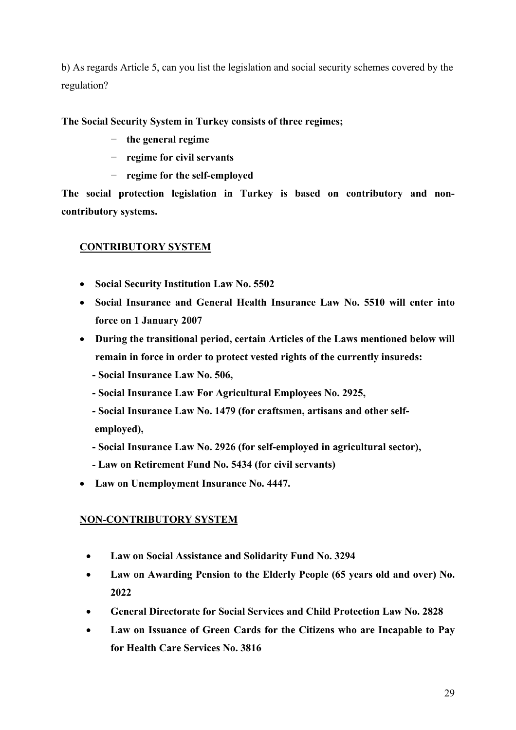b) As regards Article 5, can you list the legislation and social security schemes covered by the regulation?

**The Social Security System in Turkey consists of three regimes;**

- **the general regime**
- **regime for civil servants**
- **regime for the self-employed**

**The social protection legislation in Turkey is based on contributory and non-contributory systems.**

**<u>CONTRIBUTORY SYSTEM</u>**

- **Social Security Institution Law No. 5502**
- **Social Insurance and General Health Insurance Law No. 5510 will enter into force on 1 January 2007**
- **During the transitional period, certain Articles of the Laws mentioned below will remain in force in order to protect vested rights of the currently insureds:**
  - **Social Insurance Law No. 506,**
  - **Social Insurance Law For Agricultural Employees No. 2925,**
  - **Social Insurance Law No. 1479 (for craftsmen, artisans and other self-employed),**
  - **Social Insurance Law No. 2926 (for self-employed in agricultural sector),**
  - **Law on Retirement Fund No. 5434 (for civil servants)**
- **Law on Unemployment Insurance No. 4447.**

**<u>NON-CONTRIBUTORY SYSTEM</u>**

- **Law on Social Assistance and Solidarity Fund No. 3294**
- **Law on Awarding Pension to the Elderly People (65 years old and over) No. 2022**
- **General Directorate for Social Services and Child Protection Law No. 2828**
- **Law on Issuance of Green Cards for the Citizens who are Incapable to Pay for Health Care Services No. 3816**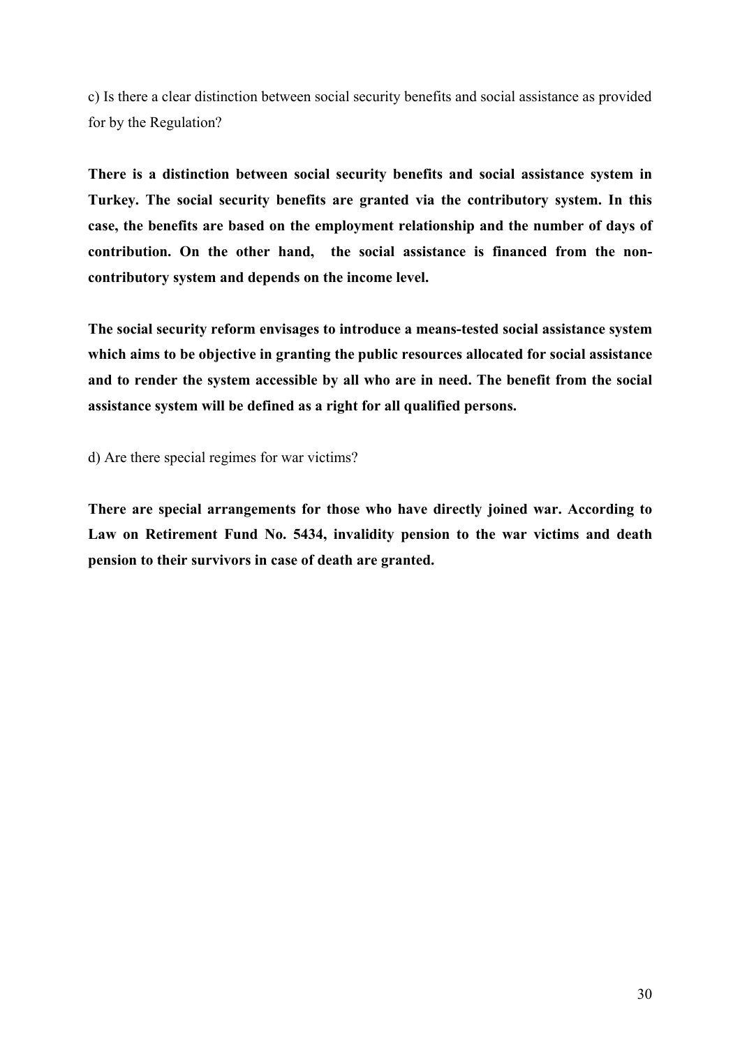c) Is there a clear distinction between social security benefits and social assistance as provided for by the Regulation?

**There is a distinction between social security benefits and social assistance system in Turkey. The social security benefits are granted via the contributory system. In this case, the benefits are based on the employment relationship and the number of days of contribution. On the other hand, the social assistance is financed from the non-contributory system and depends on the income level.**

**The social security reform envisages to introduce a means-tested social assistance system which aims to be objective in granting the public resources allocated for social assistance and to render the system accessible by all who are in need. The benefit from the social assistance system will be defined as a right for all qualified persons.**

d) Are there special regimes for war victims?

**There are special arrangements for those who have directly joined war. According to Law on Retirement Fund No. 5434, invalidity pension to the war victims and death pension to their survivors in case of death are granted.**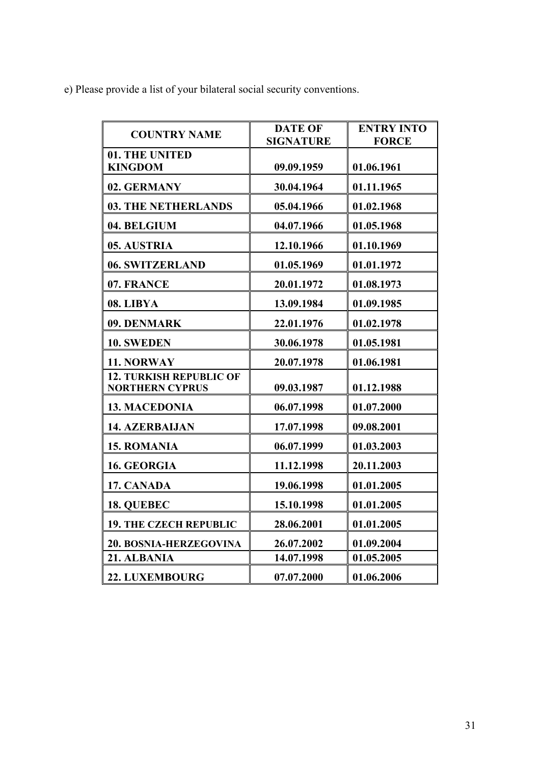e) Please provide a list of your bilateral social security conventions.

| COUNTRY NAME | DATE OF SIGNATURE | ENTRY INTO FORCE |
|---|---|---|
| **01. THE UNITED KINGDOM** | **09.09.1959** | **01.06.1961** |
| **02. GERMANY** | **30.04.1964** | **01.11.1965** |
| **03. THE NETHERLANDS** | **05.04.1966** | **01.02.1968** |
| **04. BELGIUM** | **04.07.1966** | **01.05.1968** |
| **05. AUSTRIA** | **12.10.1966** | **01.10.1969** |
| **06. SWITZERLAND** | **01.05.1969** | **01.01.1972** |
| **07. FRANCE** | **20.01.1972** | **01.08.1973** |
| **08. LIBYA** | **13.09.1984** | **01.09.1985** |
| **09. DENMARK** | **22.01.1976** | **01.02.1978** |
| **10. SWEDEN** | **30.06.1978** | **01.05.1981** |
| **11. NORWAY** | **20.07.1978** | **01.06.1981** |
| **12. TURKISH REPUBLIC OF NORTHERN CYPRUS** | **09.03.1987** | **01.12.1988** |
| **13. MACEDONIA** | **06.07.1998** | **01.07.2000** |
| **14. AZERBAIJAN** | **17.07.1998** | **09.08.2001** |
| **15. ROMANIA** | **06.07.1999** | **01.03.2003** |
| **16. GEORGIA** | **11.12.1998** | **20.11.2003** |
| **17. CANADA** | **19.06.1998** | **01.01.2005** |
| **18. QUEBEC** | **15.10.1998** | **01.01.2005** |
| **19. THE CZECH REPUBLIC** | **28.06.2001** | **01.01.2005** |
| **20. BOSNIA-HERZEGOVINA** | **26.07.2002** | **01.09.2004** |
| **21. ALBANIA** | **14.07.1998** | **01.05.2005** |
| **22. LUXEMBOURG** | **07.07.2000** | **01.06.2006** |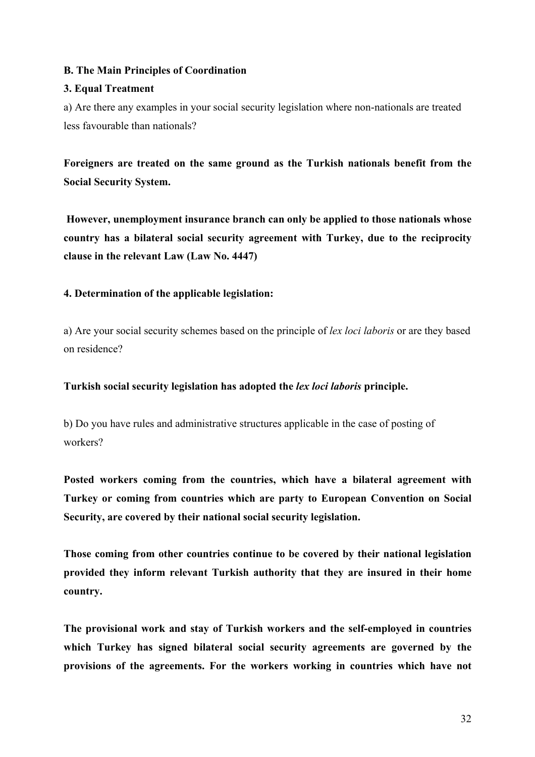**B. The Main Principles of Coordination**

**3. Equal Treatment**

a) Are there any examples in your social security legislation where non-nationals are treated less favourable than nationals?

**Foreigners are treated on the same ground as the Turkish nationals benefit from the Social Security System.**

**However, unemployment insurance branch can only be applied to those nationals whose country has a bilateral social security agreement with Turkey, due to the reciprocity clause in the relevant Law (Law No. 4447)**

**4. Determination of the applicable legislation:**

a) Are your social security schemes based on the principle of *lex loci laboris* or are they based on residence?

**Turkish social security legislation has adopted the *lex loci laboris* principle.**

b) Do you have rules and administrative structures applicable in the case of posting of workers?

**Posted workers coming from the countries, which have a bilateral agreement with Turkey or coming from countries which are party to European Convention on Social Security, are covered by their national social security legislation.**

**Those coming from other countries continue to be covered by their national legislation provided they inform relevant Turkish authority that they are insured in their home country.**

**The provisional work and stay of Turkish workers and the self-employed in countries which Turkey has signed bilateral social security agreements are governed by the provisions of the agreements. For the workers working in countries which have not**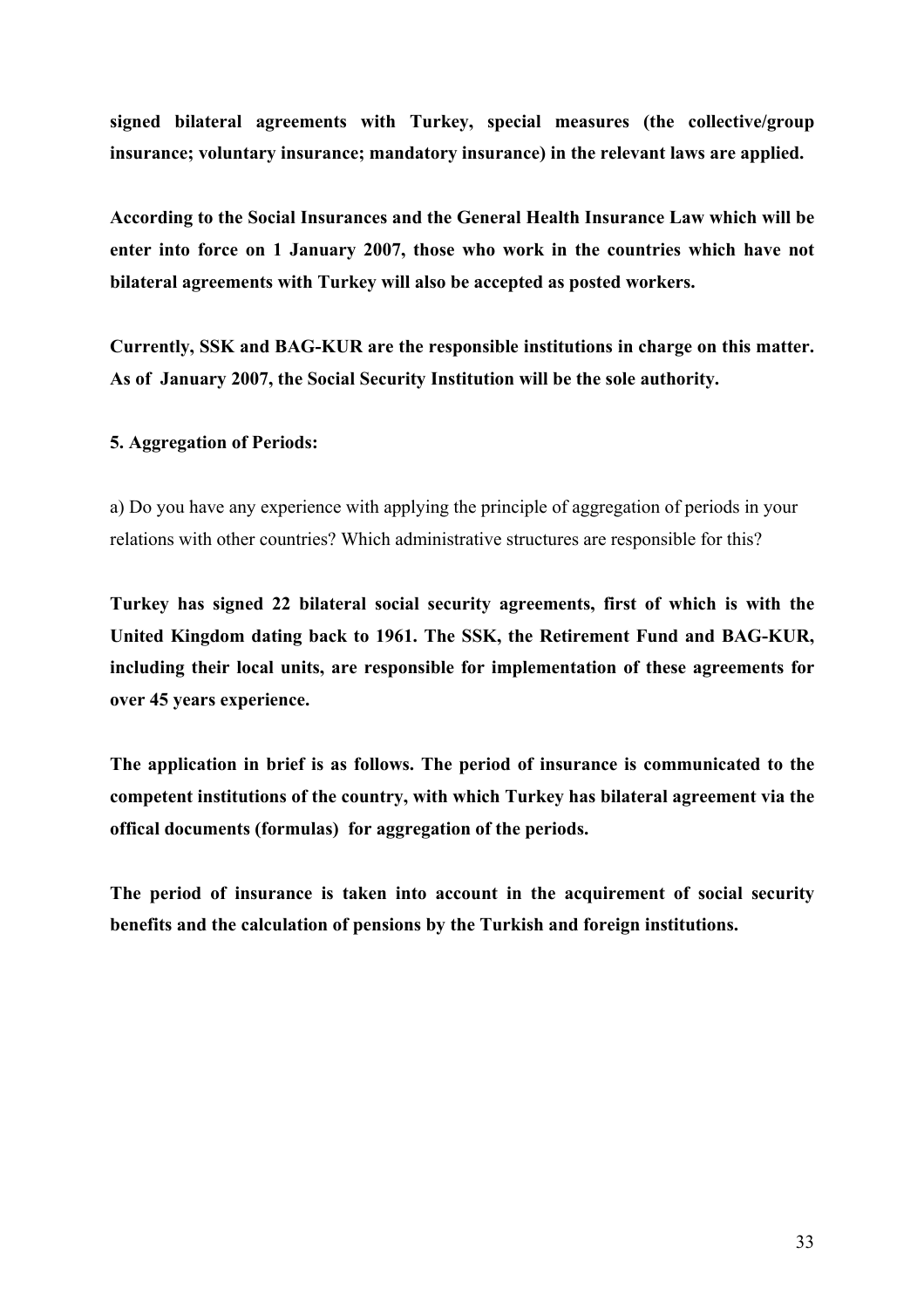**signed bilateral agreements with Turkey, special measures (the collective/group insurance; voluntary insurance; mandatory insurance) in the relevant laws are applied.**

**According to the Social Insurances and the General Health Insurance Law which will be enter into force on 1 January 2007, those who work in the countries which have not bilateral agreements with Turkey will also be accepted as posted workers.**

**Currently, SSK and BAG-KUR are the responsible institutions in charge on this matter. As of January 2007, the Social Security Institution will be the sole authority.**

**5. Aggregation of Periods:**

a) Do you have any experience with applying the principle of aggregation of periods in your relations with other countries? Which administrative structures are responsible for this?

**Turkey has signed 22 bilateral social security agreements, first of which is with the United Kingdom dating back to 1961. The SSK, the Retirement Fund and BAG-KUR, including their local units, are responsible for implementation of these agreements for over 45 years experience.**

**The application in brief is as follows. The period of insurance is communicated to the competent institutions of the country, with which Turkey has bilateral agreement via the offical documents (formulas) for aggregation of the periods.**

**The period of insurance is taken into account in the acquirement of social security benefits and the calculation of pensions by the Turkish and foreign institutions.**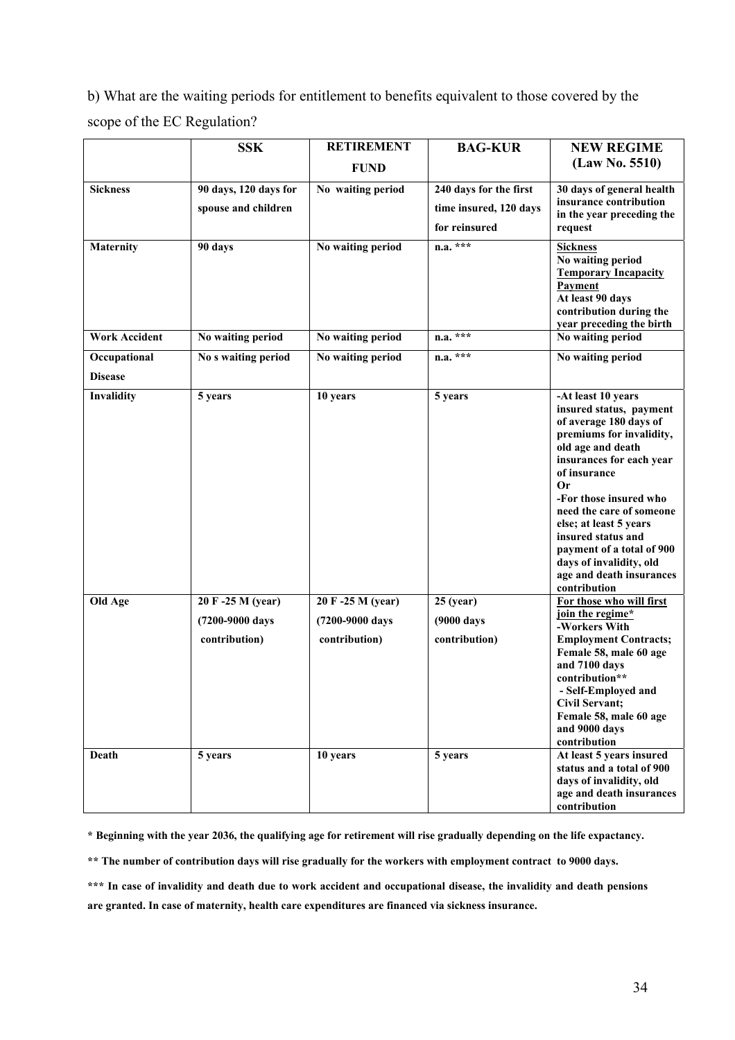b) What are the waiting periods for entitlement to benefits equivalent to those covered by the scope of the EC Regulation?

| | SSK | RETIREMENT FUND | BAG-KUR | NEW REGIME (Law No. 5510) |
|---|---|---|---|---|
| **Sickness** | 90 days, 120 days for spouse and children | No waiting period | 240 days for the first time insured, 120 days for reinsured | 30 days of general health insurance contribution in the year preceding the request |
| **Maternity** | 90 days | No waiting period | n.a. *** | **Sickness** No waiting period **Temporary Incapacity Payment** At least 90 days contribution during the year preceding the birth |
| **Work Accident** | No waiting period | No waiting period | n.a. *** | No waiting period |
| **Occupational Disease** | No s waiting period | No waiting period | n.a. *** | No waiting period |
| **Invalidity** | 5 years | 10 years | 5 years | -At least 10 years insured status, payment of average 180 days of premiums for invalidity, old age and death insurances for each year of insurance **Or** -For those insured who need the care of someone else; at least 5 years insured status and payment of a total of 900 days of invalidity, old age and death insurances contribution |
| **Old Age** | 20 F -25 M (year) (7200-9000 days contribution) | 20 F -25 M (year) (7200-9000 days contribution) | 25 (year) (9000 days contribution) | **For those who will first join the regime*** -Workers With Employment Contracts; Female 58, male 60 age and 7100 days contribution** - Self-Employed and Civil Servant; Female 58, male 60 age and 9000 days contribution |
| **Death** | 5 years | 10 years | 5 years | At least 5 years insured status and a total of 900 days of invalidity, old age and death insurances contribution |

**\* Beginning with the year 2036, the qualifying age for retirement will rise gradually depending on the life expactancy.**

**\*\* The number of contribution days will rise gradually for the workers with employment contract to 9000 days.**

**\*\*\* In case of invalidity and death due to work accident and occupational disease, the invalidity and death pensions are granted. In case of maternity, health care expenditures are financed via sickness insurance.**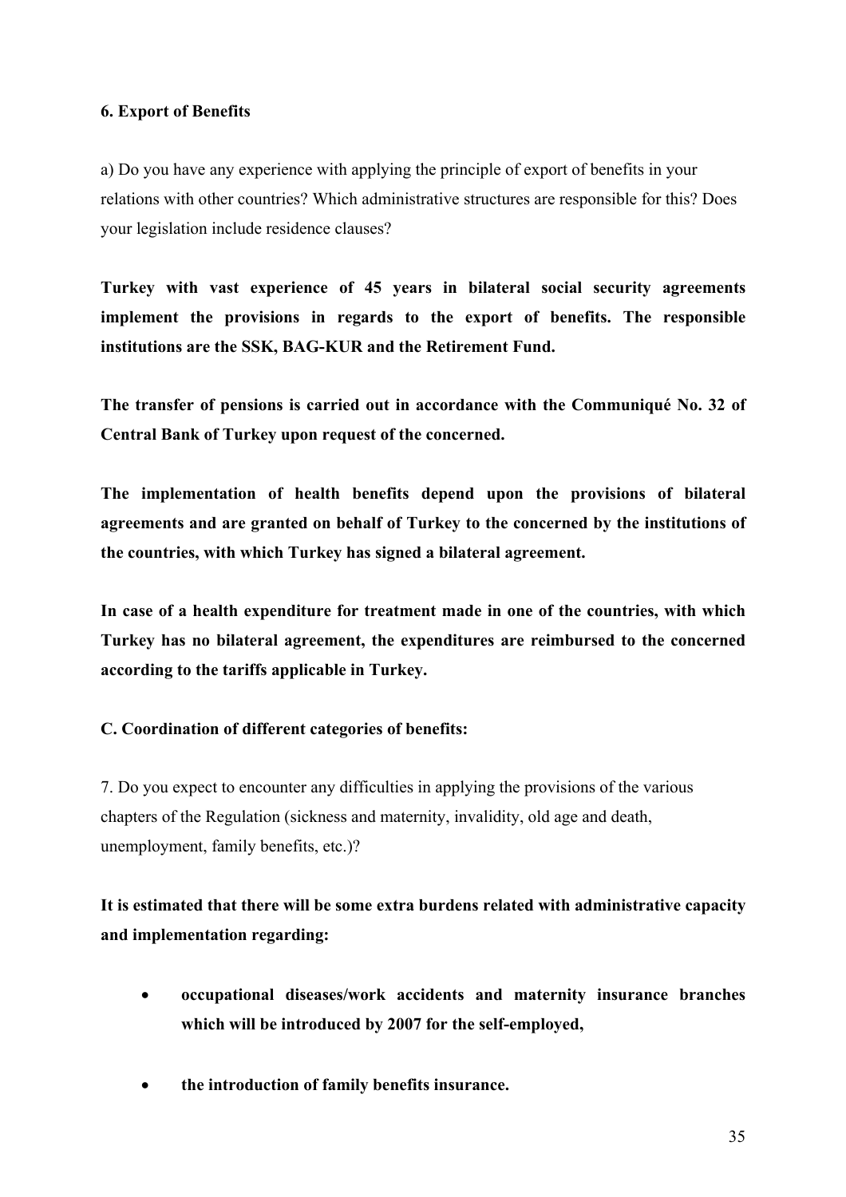**6. Export of Benefits**

a) Do you have any experience with applying the principle of export of benefits in your relations with other countries? Which administrative structures are responsible for this? Does your legislation include residence clauses?

**Turkey with vast experience of 45 years in bilateral social security agreements implement the provisions in regards to the export of benefits. The responsible institutions are the SSK, BAG-KUR and the Retirement Fund.**

**The transfer of pensions is carried out in accordance with the Communiqué No. 32 of Central Bank of Turkey upon request of the concerned.**

**The implementation of health benefits depend upon the provisions of bilateral agreements and are granted on behalf of Turkey to the concerned by the institutions of the countries, with which Turkey has signed a bilateral agreement.**

**In case of a health expenditure for treatment made in one of the countries, with which Turkey has no bilateral agreement, the expenditures are reimbursed to the concerned according to the tariffs applicable in Turkey.**

**C. Coordination of different categories of benefits:**

7. Do you expect to encounter any difficulties in applying the provisions of the various chapters of the Regulation (sickness and maternity, invalidity, old age and death, unemployment, family benefits, etc.)?

**It is estimated that there will be some extra burdens related with administrative capacity and implementation regarding:**

- **occupational diseases/work accidents and maternity insurance branches which will be introduced by 2007 for the self-employed,**
- **the introduction of family benefits insurance.**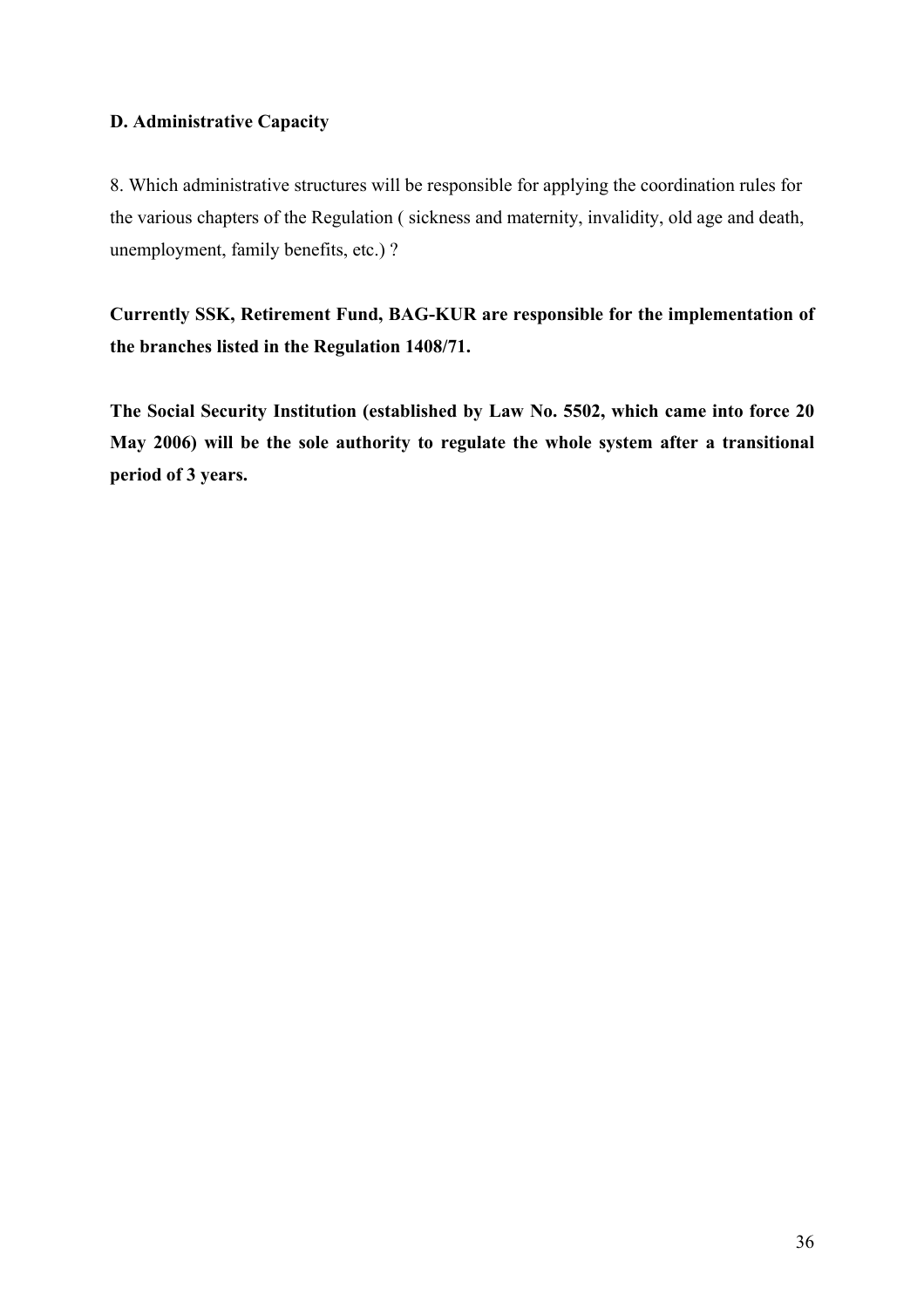### D. Administrative Capacity

8. Which administrative structures will be responsible for applying the coordination rules for the various chapters of the Regulation ( sickness and maternity, invalidity, old age and death, unemployment, family benefits, etc.) ?

**Currently SSK, Retirement Fund, BAG-KUR are responsible for the implementation of the branches listed in the Regulation 1408/71.**

**The Social Security Institution (established by Law No. 5502, which came into force 20 May 2006) will be the sole authority to regulate the whole system after a transitional period of 3 years.**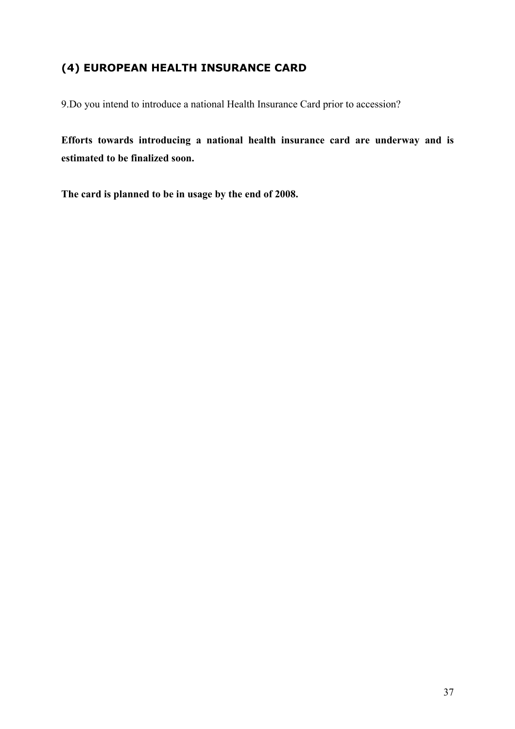## (4) EUROPEAN HEALTH INSURANCE CARD

9.Do you intend to introduce a national Health Insurance Card prior to accession?

**Efforts towards introducing a national health insurance card are underway and is estimated to be finalized soon.**

**The card is planned to be in usage by the end of 2008.**